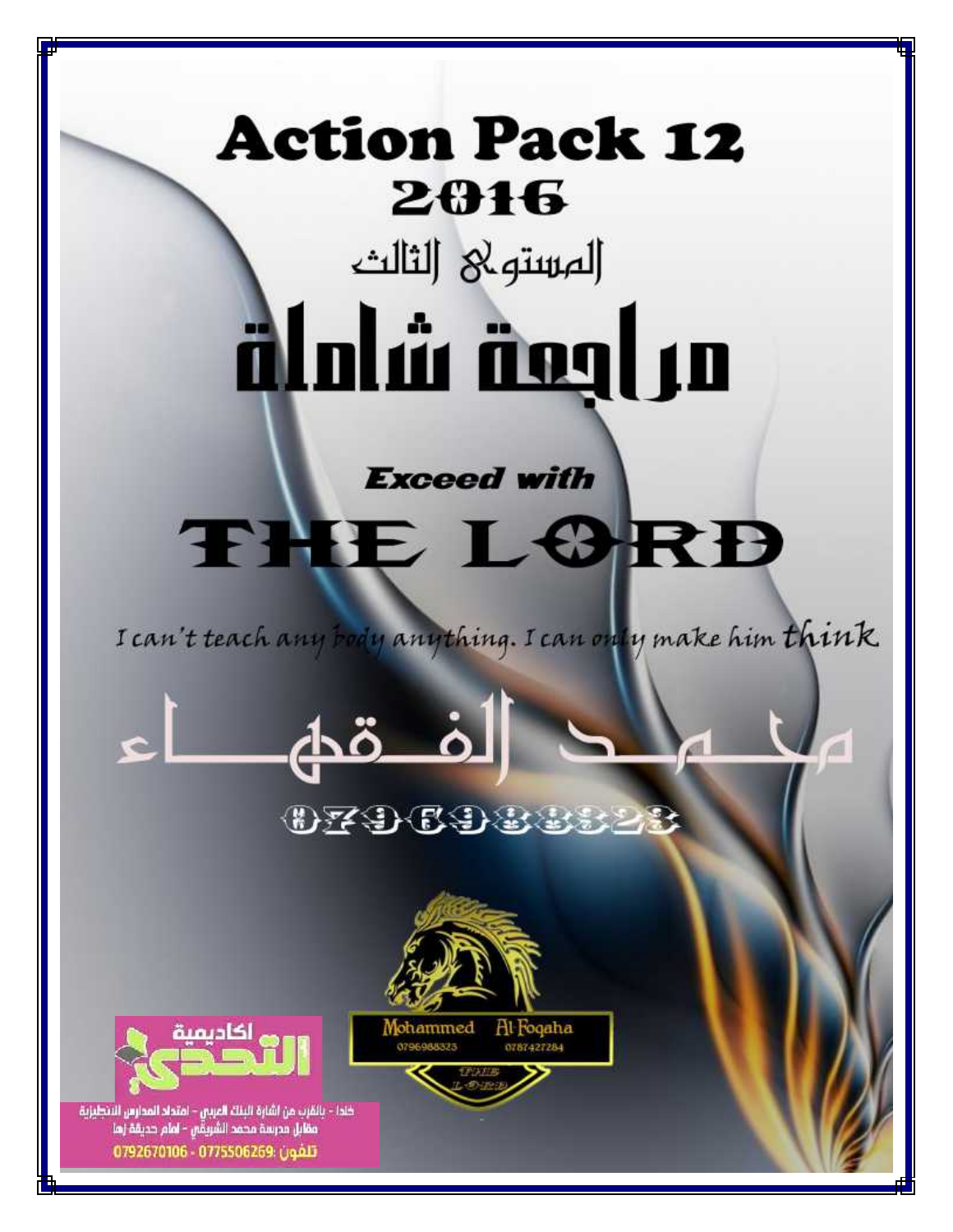# Action Pack 12
# 2016

## المستوى الثالث

# مراجعة شاملة

***Exceed with***

# THE LORD

*I can't teach any body anything. I can only make him think*

## محمد الفقهاء

0796988323

Mohammed Al-Foqaha
0796988323 0787427284
THE LORD

اكاديمية التحدي

خلدا - بالقرب من اشارة البنك العربي - امتداد المدارس الانجليزية
مقابل مدرسة محمد الشريقي - امام حديقة زها
تلفون: 0792670106 - 0775506269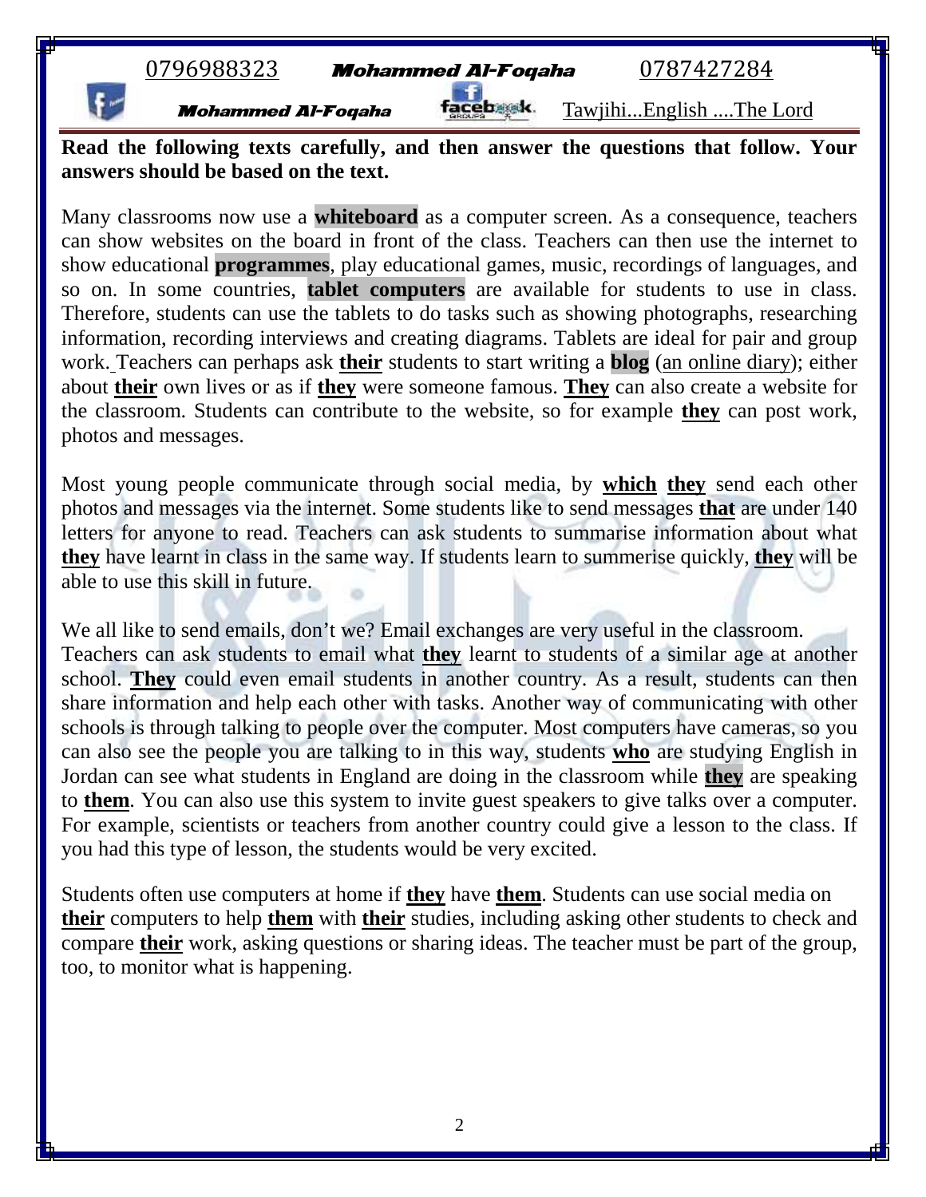**Read the following texts carefully, and then answer the questions that follow. Your answers should be based on the text.**

Many classrooms now use a **whiteboard** as a computer screen. As a consequence, teachers can show websites on the board in front of the class. Teachers can then use the internet to show educational **programmes**, play educational games, music, recordings of languages, and so on. In some countries, **tablet computers** are available for students to use in class. Therefore, students can use the tablets to do tasks such as showing photographs, researching information, recording interviews and creating diagrams. Tablets are ideal for pair and group work. Teachers can perhaps ask **their** students to start writing a **blog** (an online diary); either about **their** own lives or as if **they** were someone famous. **They** can also create a website for the classroom. Students can contribute to the website, so for example **they** can post work, photos and messages.

Most young people communicate through social media, by **which** **they** send each other photos and messages via the internet. Some students like to send messages **that** are under 140 letters for anyone to read. Teachers can ask students to summarise information about what **they** have learnt in class in the same way. If students learn to summerise quickly, **they** will be able to use this skill in future.

We all like to send emails, don't we? Email exchanges are very useful in the classroom.
Teachers can ask students to email what **they** learnt to students of a similar age at another school. **They** could even email students in another country. As a result, students can then share information and help each other with tasks. Another way of communicating with other schools is through talking to people over the computer. Most computers have cameras, so you can also see the people you are talking to in this way, students **who** are studying English in Jordan can see what students in England are doing in the classroom while **they** are speaking to **them**. You can also use this system to invite guest speakers to give talks over a computer. For example, scientists or teachers from another country could give a lesson to the class. If you had this type of lesson, the students would be very excited.

Students often use computers at home if **they** have **them**. Students can use social media on **their** computers to help **them** with **their** studies, including asking other students to check and compare **their** work, asking questions or sharing ideas. The teacher must be part of the group, too, to monitor what is happening.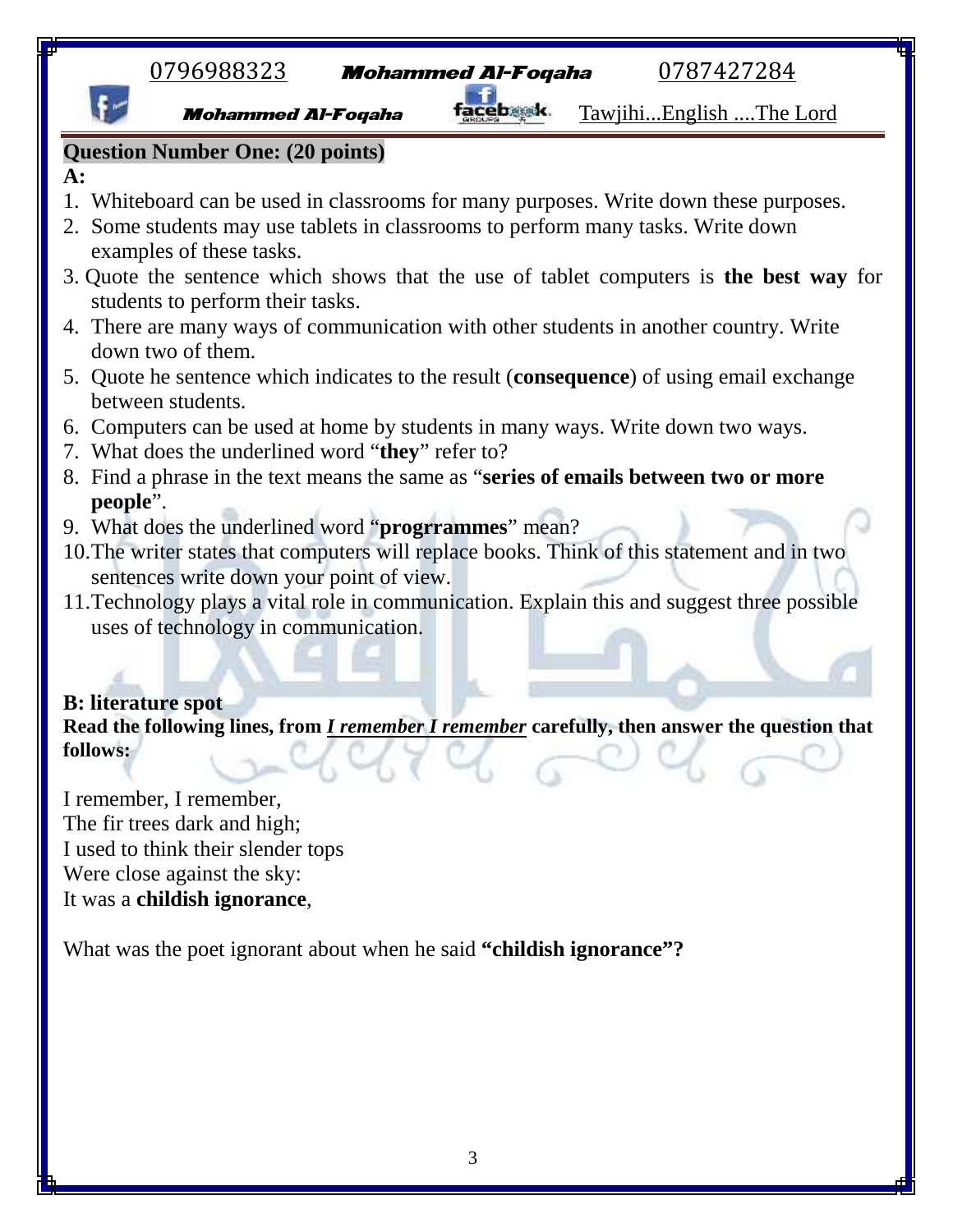**Question Number One: (20 points)**

**A:**

1. Whiteboard can be used in classrooms for many purposes. Write down these purposes.
2. Some students may use tablets in classrooms to perform many tasks. Write down examples of these tasks.
3. Quote the sentence which shows that the use of tablet computers is **the best way** for students to perform their tasks.
4. There are many ways of communication with other students in another country. Write down two of them.
5. Quote he sentence which indicates to the result (**consequence**) of using email exchange between students.
6. Computers can be used at home by students in many ways. Write down two ways.
7. What does the underlined word "**they**" refer to?
8. Find a phrase in the text means the same as "**series of emails between two or more people**".
9. What does the underlined word "**progrrammes**" mean?
10. The writer states that computers will replace books. Think of this statement and in two sentences write down your point of view.
11. Technology plays a vital role in communication. Explain this and suggest three possible uses of technology in communication.

**B: literature spot**

**Read the following lines, from *I remember I remember* carefully, then answer the question that follows:**

I remember, I remember,
The fir trees dark and high;
I used to think their slender tops
Were close against the sky:
It was a **childish ignorance**,

What was the poet ignorant about when he said **"childish ignorance"?**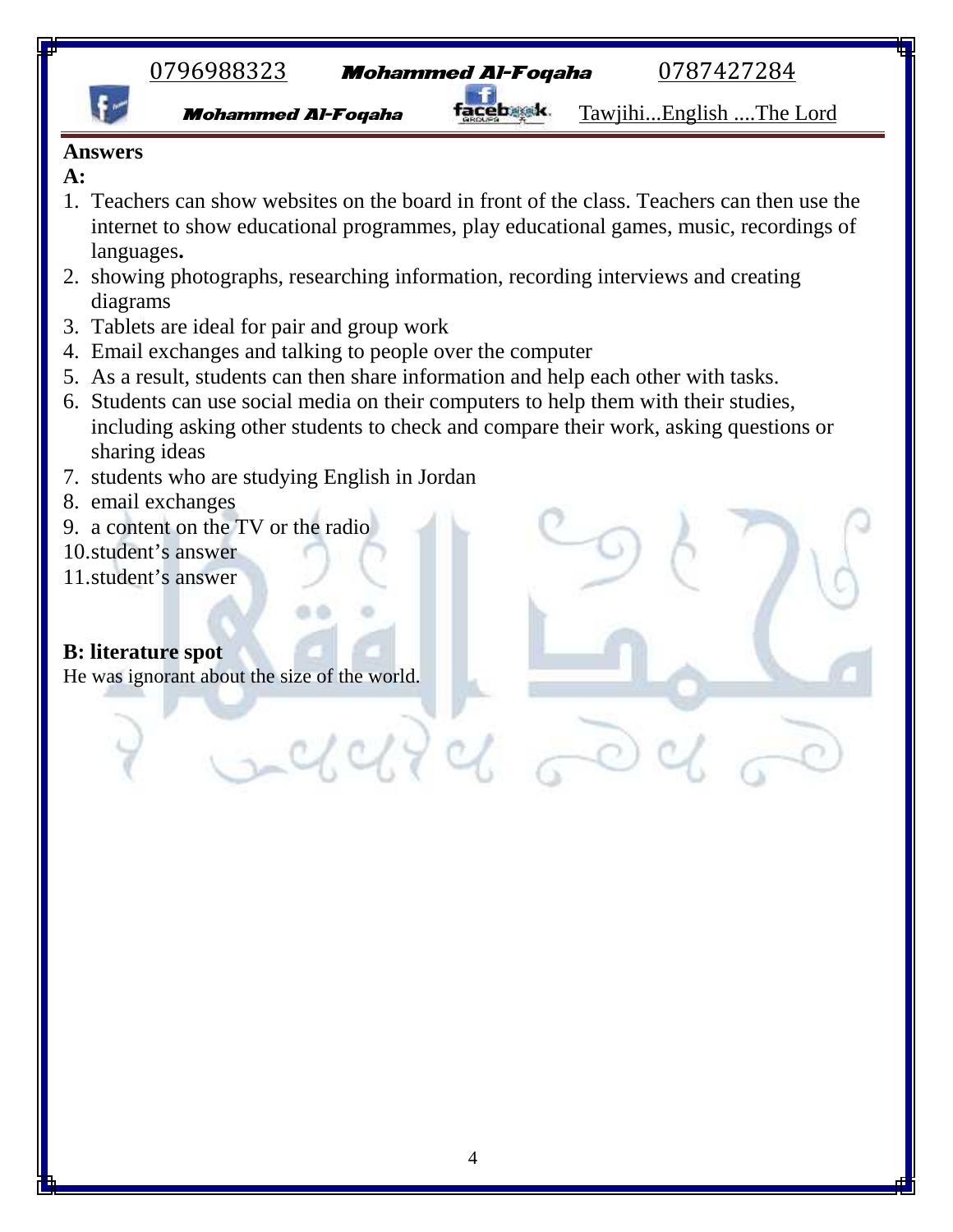**Answers**

**A:**

1. Teachers can show websites on the board in front of the class. Teachers can then use the internet to show educational programmes, play educational games, music, recordings of languages**.**
2. showing photographs, researching information, recording interviews and creating diagrams
3. Tablets are ideal for pair and group work
4. Email exchanges and talking to people over the computer
5. As a result, students can then share information and help each other with tasks.
6. Students can use social media on their computers to help them with their studies, including asking other students to check and compare their work, asking questions or sharing ideas
7. students who are studying English in Jordan
8. email exchanges
9. a content on the TV or the radio
10. student's answer
11. student's answer

**B: literature spot**

He was ignorant about the size of the world.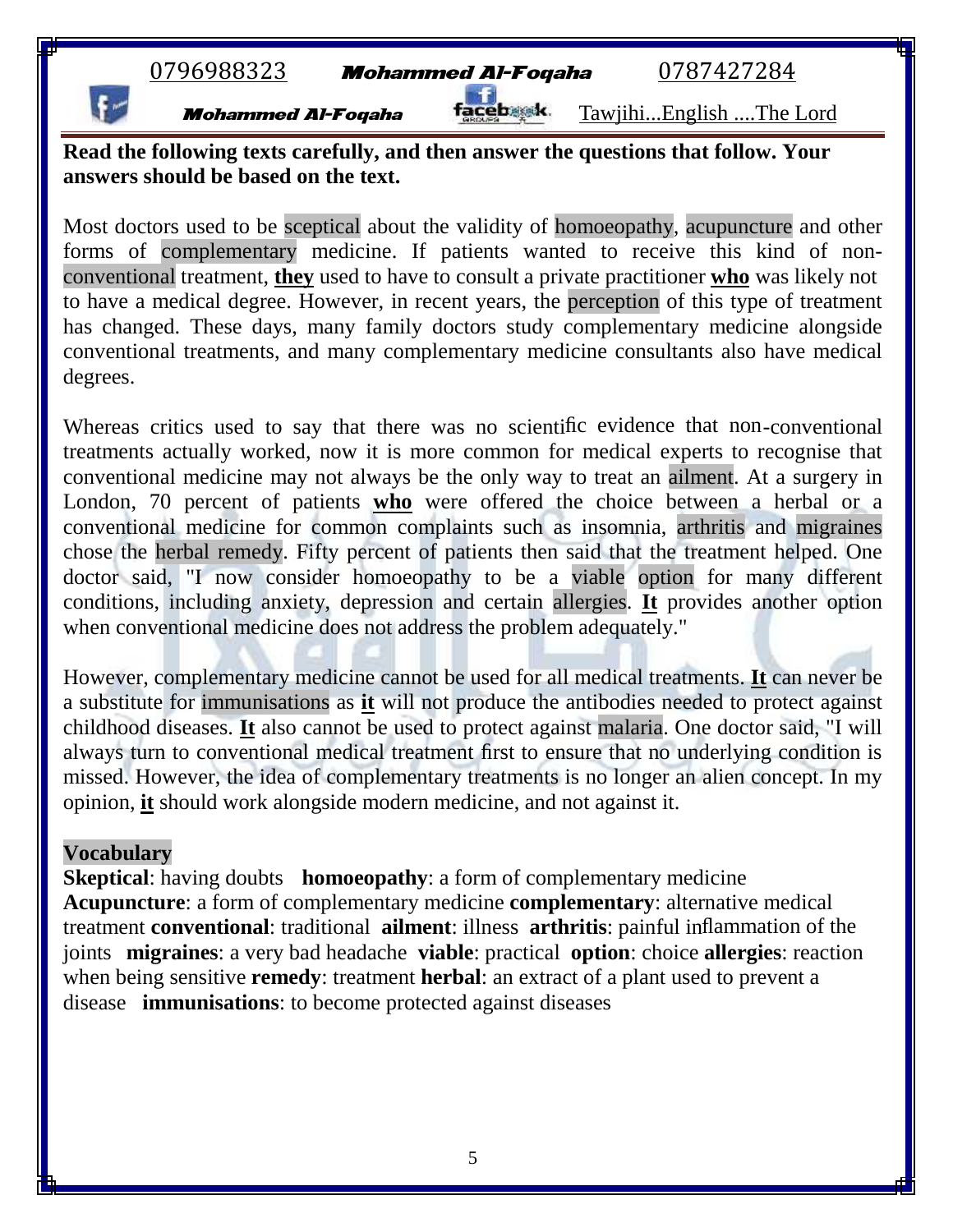**Read the following texts carefully, and then answer the questions that follow. Your answers should be based on the text.**

Most doctors used to be sceptical about the validity of homoeopathy, acupuncture and other forms of complementary medicine. If patients wanted to receive this kind of non-conventional treatment, **they** used to have to consult a private practitioner **who** was likely not to have a medical degree. However, in recent years, the perception of this type of treatment has changed. These days, many family doctors study complementary medicine alongside conventional treatments, and many complementary medicine consultants also have medical degrees.

Whereas critics used to say that there was no scientific evidence that non-conventional treatments actually worked, now it is more common for medical experts to recognise that conventional medicine may not always be the only way to treat an ailment. At a surgery in London, 70 percent of patients **who** were offered the choice between a herbal or a conventional medicine for common complaints such as insomnia, arthritis and migraines chose the herbal remedy. Fifty percent of patients then said that the treatment helped. One doctor said, "I now consider homoeopathy to be a viable option for many different conditions, including anxiety, depression and certain allergies. **It** provides another option when conventional medicine does not address the problem adequately."

However, complementary medicine cannot be used for all medical treatments. **It** can never be a substitute for immunisations as **it** will not produce the antibodies needed to protect against childhood diseases. **It** also cannot be used to protect against malaria. One doctor said, "I will always turn to conventional medical treatment first to ensure that no underlying condition is missed. However, the idea of complementary treatments is no longer an alien concept. In my opinion, **it** should work alongside modern medicine, and not against it.

**Vocabulary**

**Skeptical**: having doubts **homoeopathy**: a form of complementary medicine **Acupuncture**: a form of complementary medicine **complementary**: alternative medical treatment **conventional**: traditional **ailment**: illness **arthritis**: painful inflammation of the joints **migraines**: a very bad headache **viable**: practical **option**: choice **allergies**: reaction when being sensitive **remedy**: treatment **herbal**: an extract of a plant used to prevent a disease **immunisations**: to become protected against diseases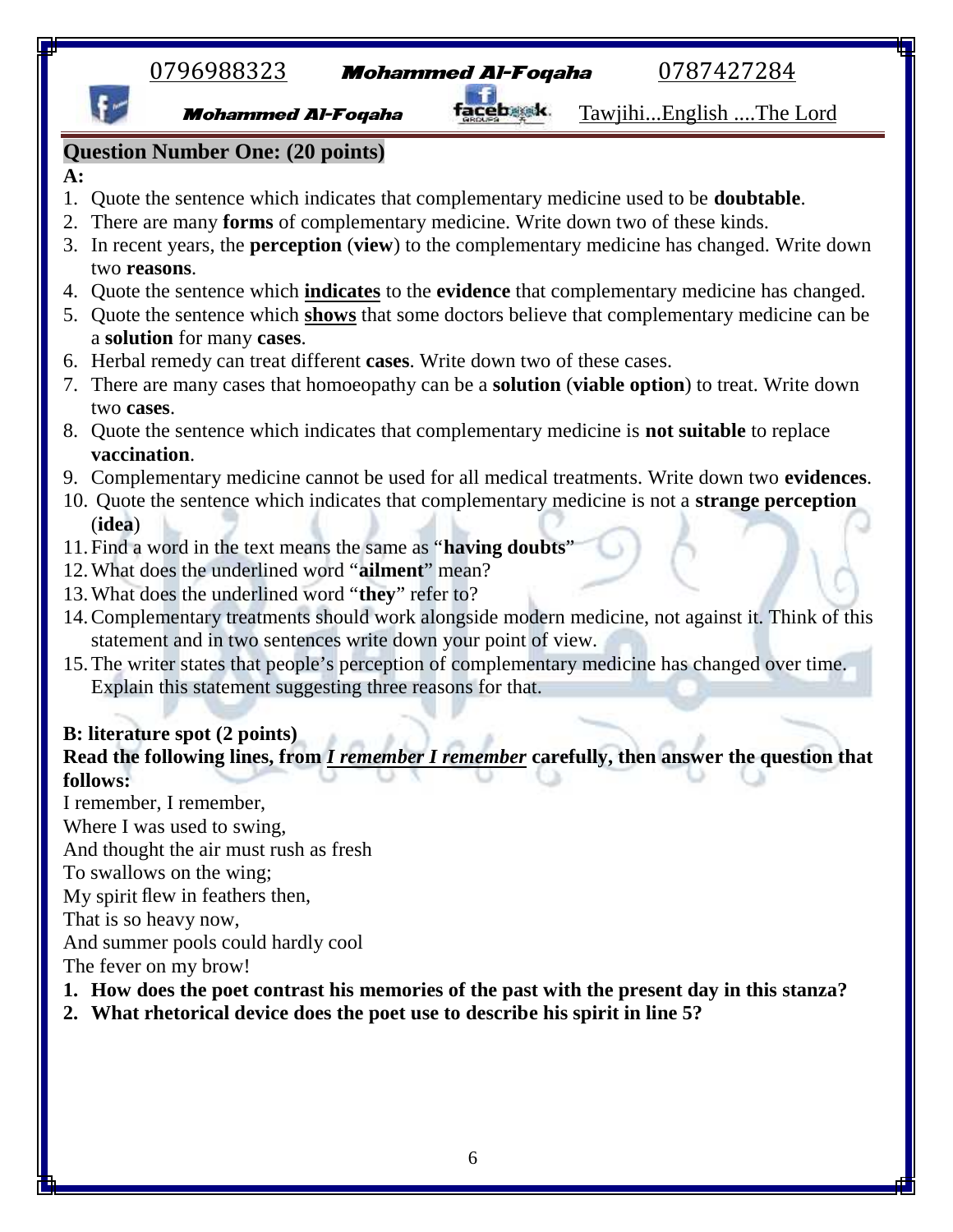## Question Number One: (20 points)

**A:**

1. Quote the sentence which indicates that complementary medicine used to be **doubtable**.
2. There are many **forms** of complementary medicine. Write down two of these kinds.
3. In recent years, the **perception** (**view**) to the complementary medicine has changed. Write down two **reasons**.
4. Quote the sentence which **indicates** to the **evidence** that complementary medicine has changed.
5. Quote the sentence which **shows** that some doctors believe that complementary medicine can be a **solution** for many **cases**.
6. Herbal remedy can treat different **cases**. Write down two of these cases.
7. There are many cases that homoeopathy can be a **solution** (**viable option**) to treat. Write down two **cases**.
8. Quote the sentence which indicates that complementary medicine is **not suitable** to replace **vaccination**.
9. Complementary medicine cannot be used for all medical treatments. Write down two **evidences**.
10. Quote the sentence which indicates that complementary medicine is not a **strange perception** (**idea**)
11. Find a word in the text means the same as "**having doubts**"
12. What does the underlined word "**ailment**" mean?
13. What does the underlined word "**they**" refer to?
14. Complementary treatments should work alongside modern medicine, not against it. Think of this statement and in two sentences write down your point of view.
15. The writer states that people's perception of complementary medicine has changed over time. Explain this statement suggesting three reasons for that.

**B: literature spot (2 points)**

**Read the following lines, from *I remember I remember* carefully, then answer the question that follows:**

I remember, I remember,
Where I was used to swing,
And thought the air must rush as fresh
To swallows on the wing;
My spirit flew in feathers then,
That is so heavy now,
And summer pools could hardly cool
The fever on my brow!

1. **How does the poet contrast his memories of the past with the present day in this stanza?**
2. **What rhetorical device does the poet use to describe his spirit in line 5?**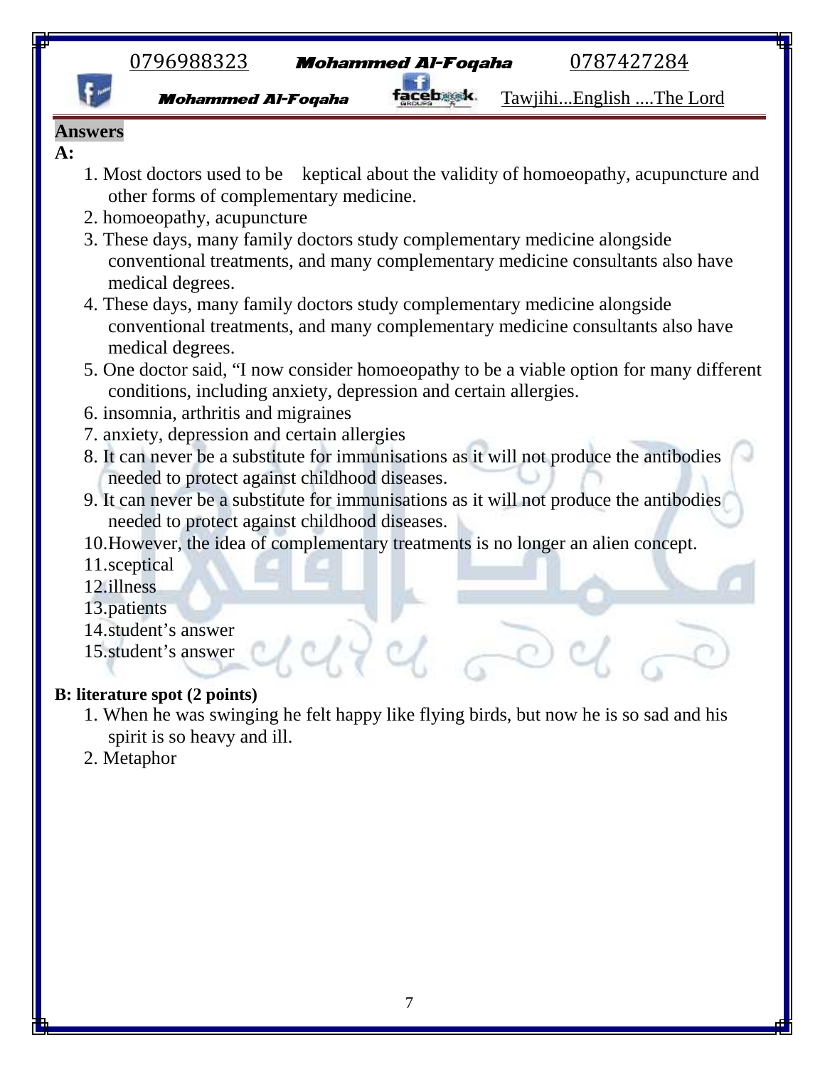**Answers**

**A:**

1. Most doctors used to be keptical about the validity of homoeopathy, acupuncture and other forms of complementary medicine.
2. homoeopathy, acupuncture
3. These days, many family doctors study complementary medicine alongside conventional treatments, and many complementary medicine consultants also have medical degrees.
4. These days, many family doctors study complementary medicine alongside conventional treatments, and many complementary medicine consultants also have medical degrees.
5. One doctor said, "I now consider homoeopathy to be a viable option for many different conditions, including anxiety, depression and certain allergies.
6. insomnia, arthritis and migraines
7. anxiety, depression and certain allergies
8. It can never be a substitute for immunisations as it will not produce the antibodies needed to protect against childhood diseases.
9. It can never be a substitute for immunisations as it will not produce the antibodies needed to protect against childhood diseases.
10. However, the idea of complementary treatments is no longer an alien concept.
11. sceptical
12. illness
13. patients
14. student's answer
15. student's answer

**B: literature spot (2 points)**

1. When he was swinging he felt happy like flying birds, but now he is so sad and his spirit is so heavy and ill.
2. Metaphor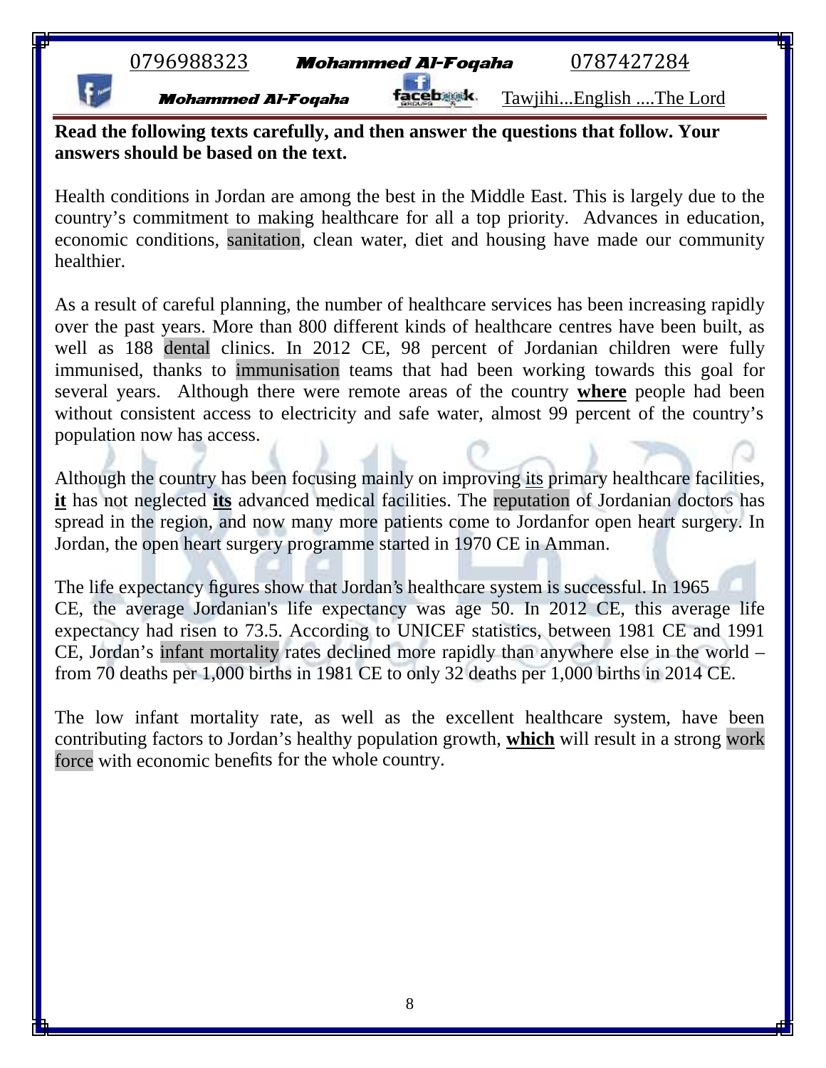**Read the following texts carefully, and then answer the questions that follow. Your answers should be based on the text.**

Health conditions in Jordan are among the best in the Middle East. This is largely due to the country's commitment to making healthcare for all a top priority. Advances in education, economic conditions, sanitation, clean water, diet and housing have made our community healthier.

As a result of careful planning, the number of healthcare services has been increasing rapidly over the past years. More than 800 different kinds of healthcare centres have been built, as well as 188 dental clinics. In 2012 CE, 98 percent of Jordanian children were fully immunised, thanks to immunisation teams that had been working towards this goal for several years. Although there were remote areas of the country **where** people had been without consistent access to electricity and safe water, almost 99 percent of the country's population now has access.

Although the country has been focusing mainly on improving its primary healthcare facilities, **it** has not neglected **its** advanced medical facilities. The reputation of Jordanian doctors has spread in the region, and now many more patients come to Jordanfor open heart surgery. In Jordan, the open heart surgery programme started in 1970 CE in Amman.

The life expectancy figures show that Jordan's healthcare system is successful. In 1965 CE, the average Jordanian's life expectancy was age 50. In 2012 CE, this average life expectancy had risen to 73.5. According to UNICEF statistics, between 1981 CE and 1991 CE, Jordan's infant mortality rates declined more rapidly than anywhere else in the world – from 70 deaths per 1,000 births in 1981 CE to only 32 deaths per 1,000 births in 2014 CE.

The low infant mortality rate, as well as the excellent healthcare system, have been contributing factors to Jordan's healthy population growth, **which** will result in a strong work force with economic benefits for the whole country.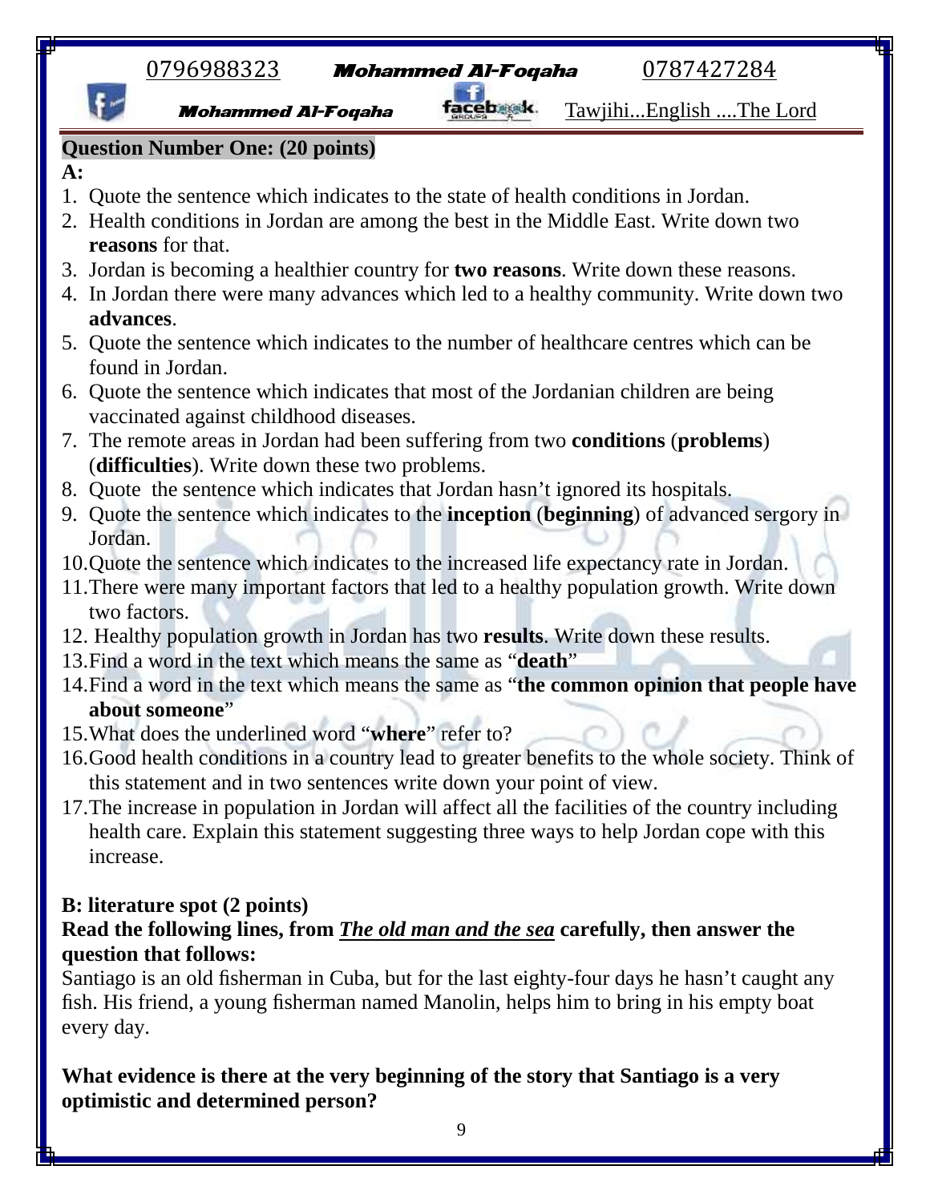**Question Number One: (20 points)**

**A:**

1. Quote the sentence which indicates to the state of health conditions in Jordan.
2. Health conditions in Jordan are among the best in the Middle East. Write down two **reasons** for that.
3. Jordan is becoming a healthier country for **two reasons**. Write down these reasons.
4. In Jordan there were many advances which led to a healthy community. Write down two **advances**.
5. Quote the sentence which indicates to the number of healthcare centres which can be found in Jordan.
6. Quote the sentence which indicates that most of the Jordanian children are being vaccinated against childhood diseases.
7. The remote areas in Jordan had been suffering from two **conditions** (**problems**) (**difficulties**). Write down these two problems.
8. Quote the sentence which indicates that Jordan hasn't ignored its hospitals.
9. Quote the sentence which indicates to the **inception** (**beginning**) of advanced sergory in Jordan.
10. Quote the sentence which indicates to the increased life expectancy rate in Jordan.
11. There were many important factors that led to a healthy population growth. Write down two factors.
12. Healthy population growth in Jordan has two **results**. Write down these results.
13. Find a word in the text which means the same as "**death**"
14. Find a word in the text which means the same as "**the common opinion that people have about someone**"
15. What does the underlined word "**where**" refer to?
16. Good health conditions in a country lead to greater benefits to the whole society. Think of this statement and in two sentences write down your point of view.
17. The increase in population in Jordan will affect all the facilities of the country including health care. Explain this statement suggesting three ways to help Jordan cope with this increase.

**B: literature spot (2 points)**

**Read the following lines, from <u>*The old man and the sea*</u> carefully, then answer the question that follows:**

Santiago is an old fisherman in Cuba, but for the last eighty-four days he hasn't caught any fish. His friend, a young fisherman named Manolin, helps him to bring in his empty boat every day.

**What evidence is there at the very beginning of the story that Santiago is a very optimistic and determined person?**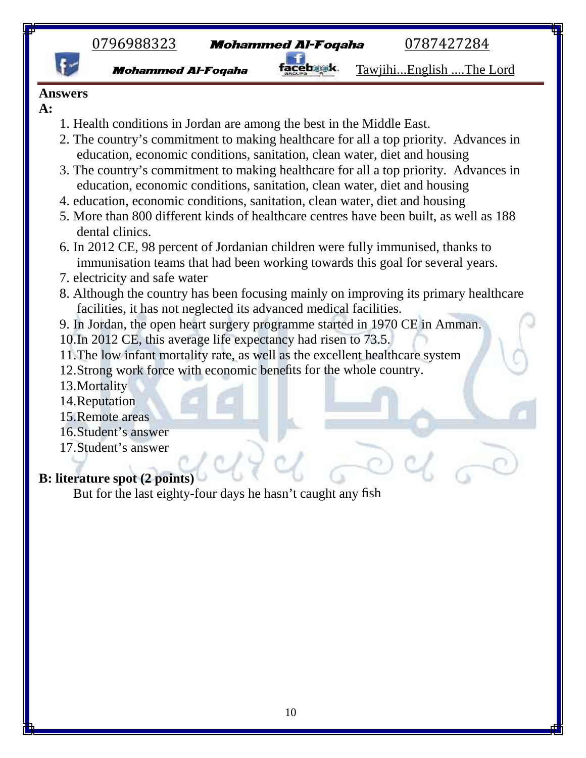**Answers**

**A:**

1. Health conditions in Jordan are among the best in the Middle East.
2. The country's commitment to making healthcare for all a top priority. Advances in education, economic conditions, sanitation, clean water, diet and housing
3. The country's commitment to making healthcare for all a top priority. Advances in education, economic conditions, sanitation, clean water, diet and housing
4. education, economic conditions, sanitation, clean water, diet and housing
5. More than 800 different kinds of healthcare centres have been built, as well as 188 dental clinics.
6. In 2012 CE, 98 percent of Jordanian children were fully immunised, thanks to immunisation teams that had been working towards this goal for several years.
7. electricity and safe water
8. Although the country has been focusing mainly on improving its primary healthcare facilities, it has not neglected its advanced medical facilities.
9. In Jordan, the open heart surgery programme started in 1970 CE in Amman.
10. In 2012 CE, this average life expectancy had risen to 73.5.
11. The low infant mortality rate, as well as the excellent healthcare system
12. Strong work force with economic benefits for the whole country.
13. Mortality
14. Reputation
15. Remote areas
16. Student's answer
17. Student's answer

**B: literature spot (2 points)**

But for the last eighty-four days he hasn't caught any fish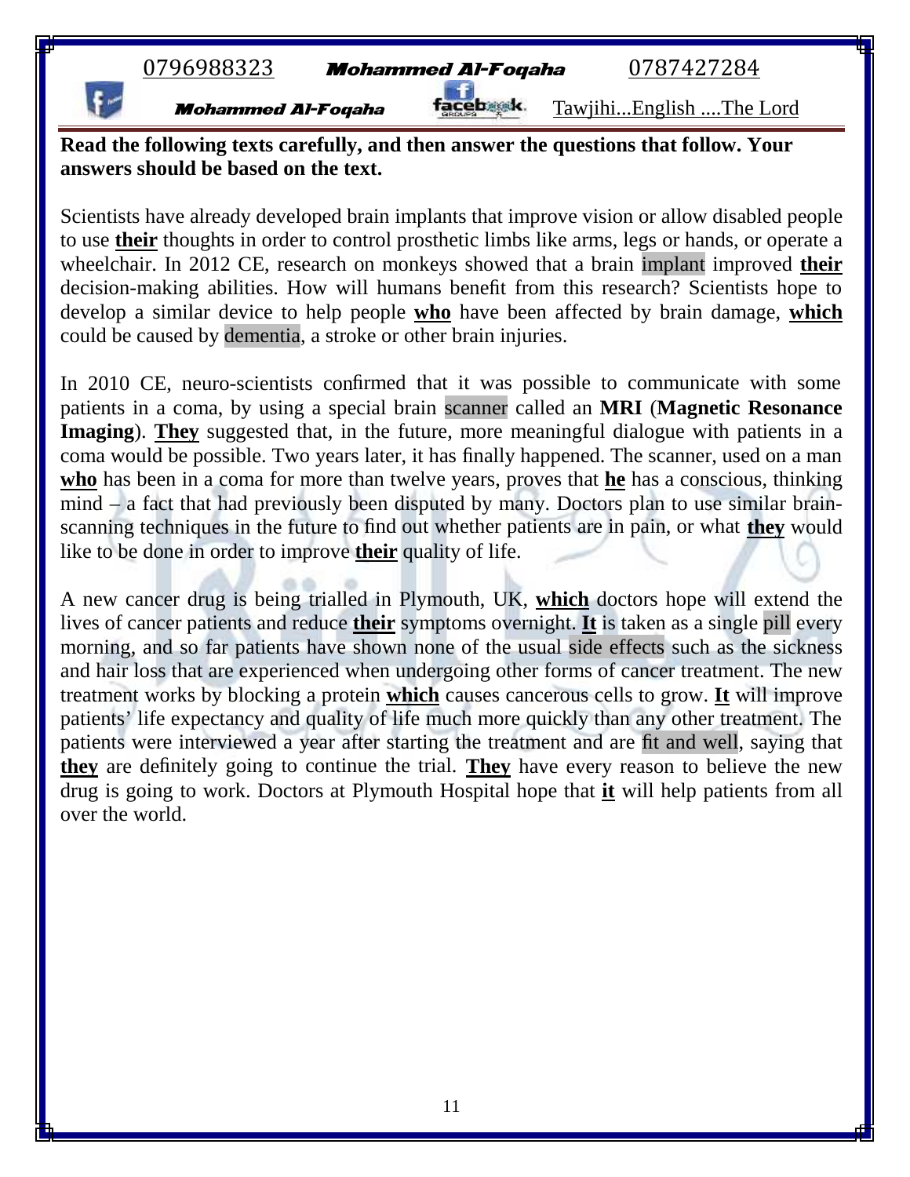**Read the following texts carefully, and then answer the questions that follow. Your answers should be based on the text.**

Scientists have already developed brain implants that improve vision or allow disabled people to use **their** thoughts in order to control prosthetic limbs like arms, legs or hands, or operate a wheelchair. In 2012 CE, research on monkeys showed that a brain implant improved **their** decision-making abilities. How will humans benefit from this research? Scientists hope to develop a similar device to help people **who** have been affected by brain damage, **which** could be caused by dementia, a stroke or other brain injuries.

In 2010 CE, neuro-scientists confirmed that it was possible to communicate with some patients in a coma, by using a special brain scanner called an **MRI** (**Magnetic Resonance Imaging**). **They** suggested that, in the future, more meaningful dialogue with patients in a coma would be possible. Two years later, it has finally happened. The scanner, used on a man **who** has been in a coma for more than twelve years, proves that **he** has a conscious, thinking mind – a fact that had previously been disputed by many. Doctors plan to use similar brain-scanning techniques in the future to find out whether patients are in pain, or what **they** would like to be done in order to improve **their** quality of life.

A new cancer drug is being trialled in Plymouth, UK, **which** doctors hope will extend the lives of cancer patients and reduce **their** symptoms overnight. **It** is taken as a single pill every morning, and so far patients have shown none of the usual side effects such as the sickness and hair loss that are experienced when undergoing other forms of cancer treatment. The new treatment works by blocking a protein **which** causes cancerous cells to grow. **It** will improve patients' life expectancy and quality of life much more quickly than any other treatment. The patients were interviewed a year after starting the treatment and are fit and well, saying that **they** are definitely going to continue the trial. **They** have every reason to believe the new drug is going to work. Doctors at Plymouth Hospital hope that **it** will help patients from all over the world.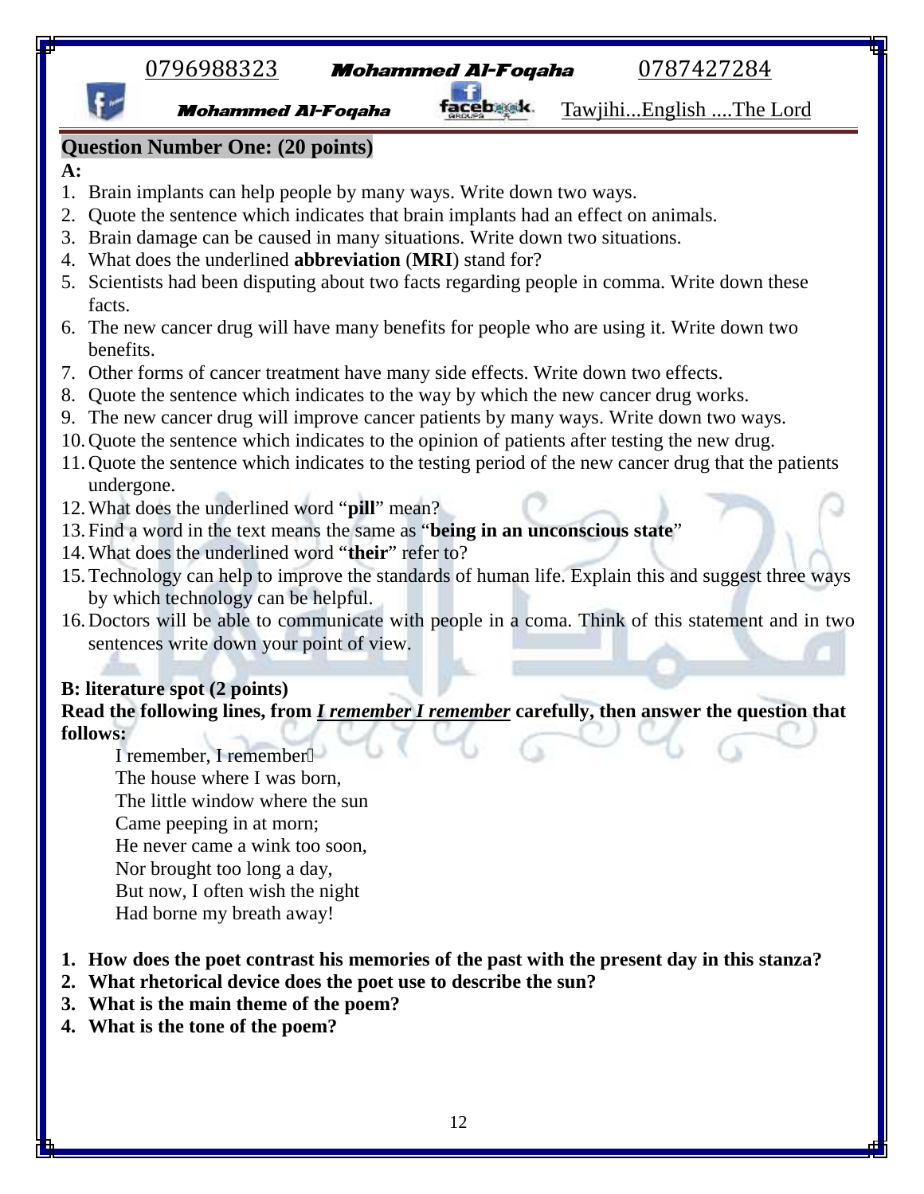## Question Number One: (20 points)

**A:**

1. Brain implants can help people by many ways. Write down two ways.
2. Quote the sentence which indicates that brain implants had an effect on animals.
3. Brain damage can be caused in many situations. Write down two situations.
4. What does the underlined **abbreviation** (**MRI**) stand for?
5. Scientists had been disputing about two facts regarding people in comma. Write down these facts.
6. The new cancer drug will have many benefits for people who are using it. Write down two benefits.
7. Other forms of cancer treatment have many side effects. Write down two effects.
8. Quote the sentence which indicates to the way by which the new cancer drug works.
9. The new cancer drug will improve cancer patients by many ways. Write down two ways.
10. Quote the sentence which indicates to the opinion of patients after testing the new drug.
11. Quote the sentence which indicates to the testing period of the new cancer drug that the patients undergone.
12. What does the underlined word "**pill**" mean?
13. Find a word in the text means the same as "**being in an unconscious state**"
14. What does the underlined word "**their**" refer to?
15. Technology can help to improve the standards of human life. Explain this and suggest three ways by which technology can be helpful.
16. Doctors will be able to communicate with people in a coma. Think of this statement and in two sentences write down your point of view.

**B: literature spot (2 points)**

**Read the following lines, from *I remember I remember* carefully, then answer the question that follows:**

I remember, I remember
The house where I was born,
The little window where the sun
Came peeping in at morn;
He never came a wink too soon,
Nor brought too long a day,
But now, I often wish the night
Had borne my breath away!

1. **How does the poet contrast his memories of the past with the present day in this stanza?**
2. **What rhetorical device does the poet use to describe the sun?**
3. **What is the main theme of the poem?**
4. **What is the tone of the poem?**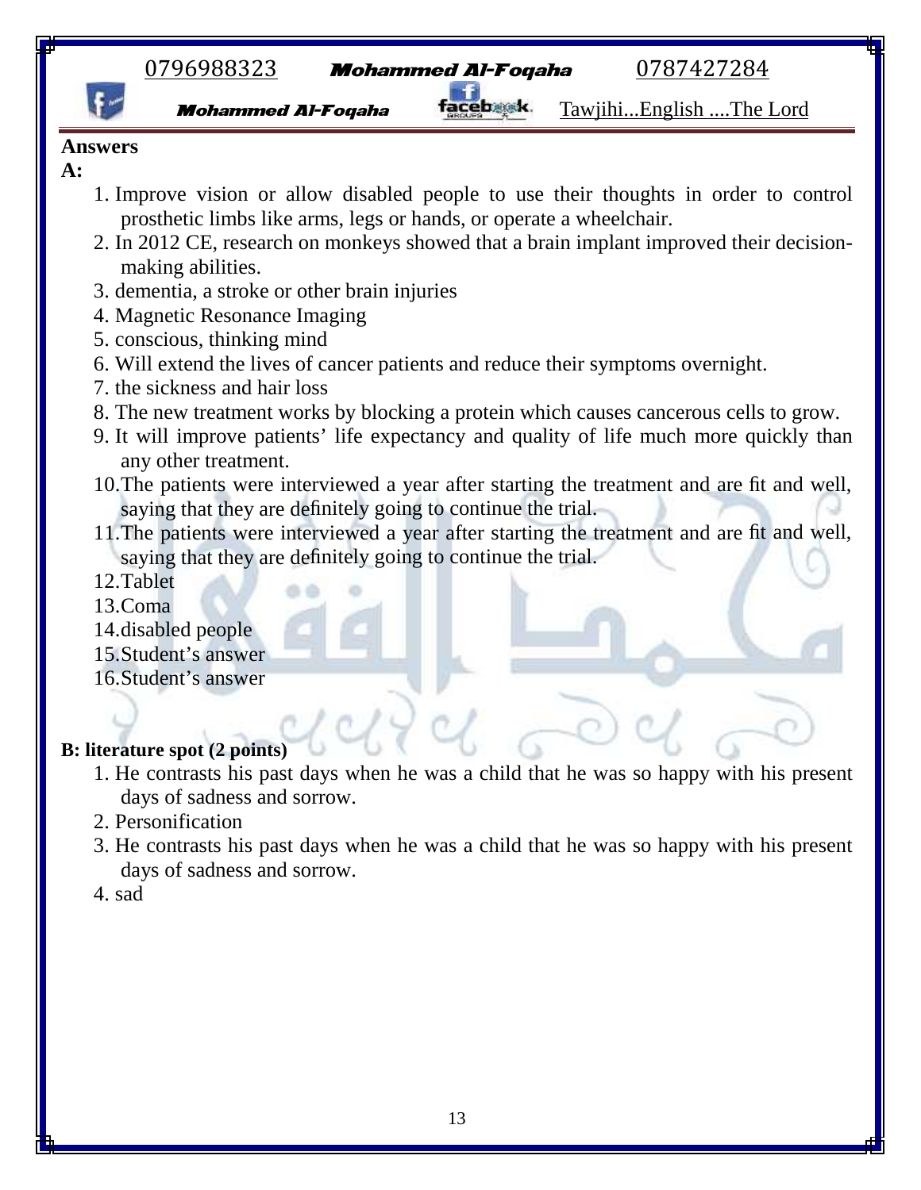**Answers**

**A:**

1. Improve vision or allow disabled people to use their thoughts in order to control prosthetic limbs like arms, legs or hands, or operate a wheelchair.
2. In 2012 CE, research on monkeys showed that a brain implant improved their decision-making abilities.
3. dementia, a stroke or other brain injuries
4. Magnetic Resonance Imaging
5. conscious, thinking mind
6. Will extend the lives of cancer patients and reduce their symptoms overnight.
7. the sickness and hair loss
8. The new treatment works by blocking a protein which causes cancerous cells to grow.
9. It will improve patients' life expectancy and quality of life much more quickly than any other treatment.
10. The patients were interviewed a year after starting the treatment and are fit and well, saying that they are definitely going to continue the trial.
11. The patients were interviewed a year after starting the treatment and are fit and well, saying that they are definitely going to continue the trial.
12. Tablet
13. Coma
14. disabled people
15. Student's answer
16. Student's answer

**B: literature spot (2 points)**

1. He contrasts his past days when he was a child that he was so happy with his present days of sadness and sorrow.
2. Personification
3. He contrasts his past days when he was a child that he was so happy with his present days of sadness and sorrow.
4. sad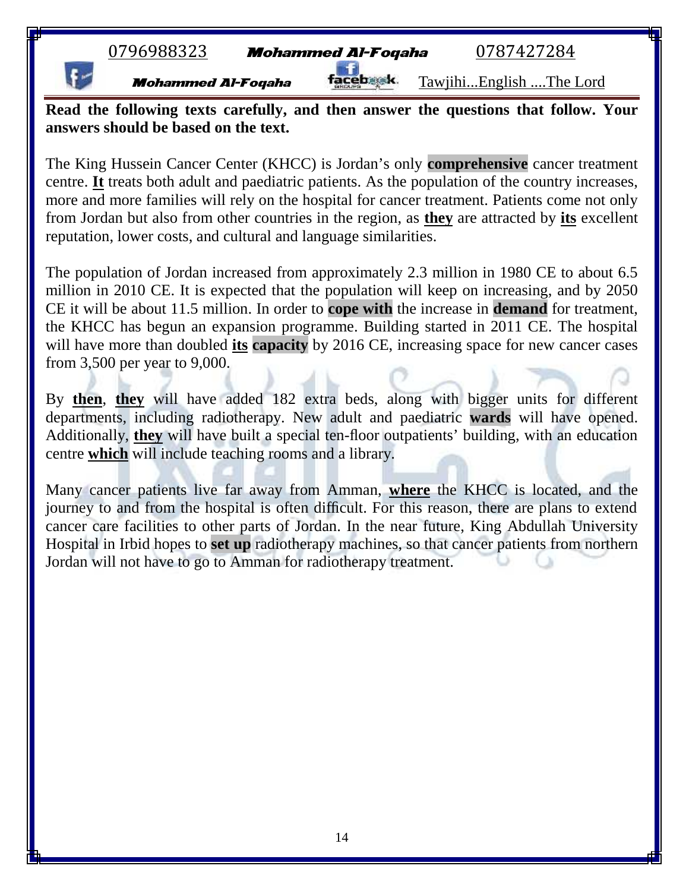**Read the following texts carefully, and then answer the questions that follow. Your answers should be based on the text.**

The King Hussein Cancer Center (KHCC) is Jordan's only **comprehensive** cancer treatment centre. **It** treats both adult and paediatric patients. As the population of the country increases, more and more families will rely on the hospital for cancer treatment. Patients come not only from Jordan but also from other countries in the region, as **they** are attracted by **its** excellent reputation, lower costs, and cultural and language similarities.

The population of Jordan increased from approximately 2.3 million in 1980 CE to about 6.5 million in 2010 CE. It is expected that the population will keep on increasing, and by 2050 CE it will be about 11.5 million. In order to **cope with** the increase in **demand** for treatment, the KHCC has begun an expansion programme. Building started in 2011 CE. The hospital will have more than doubled **its capacity** by 2016 CE, increasing space for new cancer cases from 3,500 per year to 9,000.

By **then**, **they** will have added 182 extra beds, along with bigger units for different departments, including radiotherapy. New adult and paediatric **wards** will have opened. Additionally, **they** will have built a special ten-floor outpatients' building, with an education centre **which** will include teaching rooms and a library.

Many cancer patients live far away from Amman, **where** the KHCC is located, and the journey to and from the hospital is often difficult. For this reason, there are plans to extend cancer care facilities to other parts of Jordan. In the near future, King Abdullah University Hospital in Irbid hopes to **set up** radiotherapy machines, so that cancer patients from northern Jordan will not have to go to Amman for radiotherapy treatment.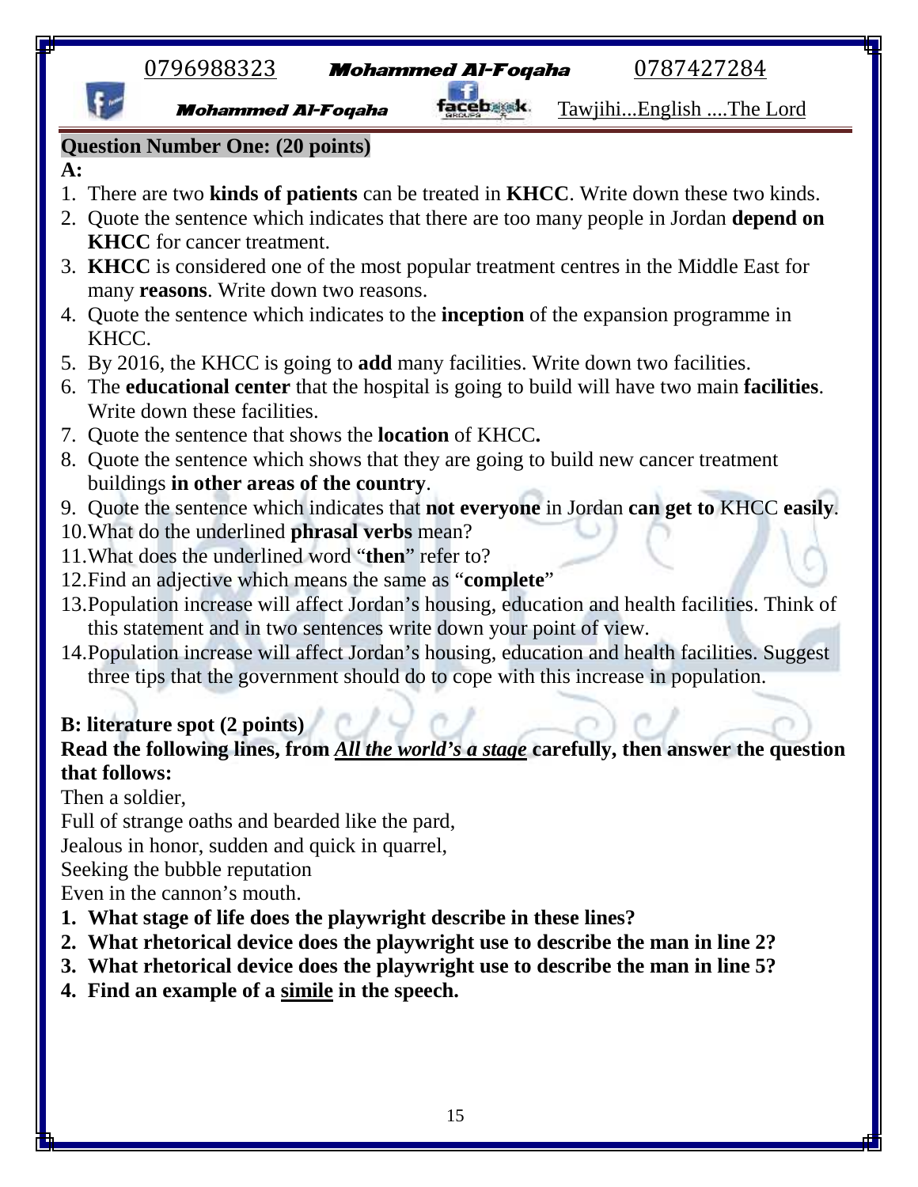## Question Number One: (20 points)

**A:**

1. There are two **kinds of patients** can be treated in **KHCC**. Write down these two kinds.
2. Quote the sentence which indicates that there are too many people in Jordan **depend on KHCC** for cancer treatment.
3. **KHCC** is considered one of the most popular treatment centres in the Middle East for many **reasons**. Write down two reasons.
4. Quote the sentence which indicates to the **inception** of the expansion programme in KHCC.
5. By 2016, the KHCC is going to **add** many facilities. Write down two facilities.
6. The **educational center** that the hospital is going to build will have two main **facilities**. Write down these facilities.
7. Quote the sentence that shows the **location** of KHCC**.**
8. Quote the sentence which shows that they are going to build new cancer treatment buildings **in other areas of the country**.
9. Quote the sentence which indicates that **not everyone** in Jordan **can get to** KHCC **easily**.
10. What do the underlined **phrasal verbs** mean?
11. What does the underlined word "**then**" refer to?
12. Find an adjective which means the same as "**complete**"
13. Population increase will affect Jordan's housing, education and health facilities. Think of this statement and in two sentences write down your point of view.
14. Population increase will affect Jordan's housing, education and health facilities. Suggest three tips that the government should do to cope with this increase in population.

**B: literature spot (2 points)**

**Read the following lines, from *All the world's a stage* carefully, then answer the question that follows:**

Then a soldier,
Full of strange oaths and bearded like the pard,
Jealous in honor, sudden and quick in quarrel,
Seeking the bubble reputation
Even in the cannon's mouth.

1. **What stage of life does the playwright describe in these lines?**
2. **What rhetorical device does the playwright use to describe the man in line 2?**
3. **What rhetorical device does the playwright use to describe the man in line 5?**
4. **Find an example of a simile in the speech.**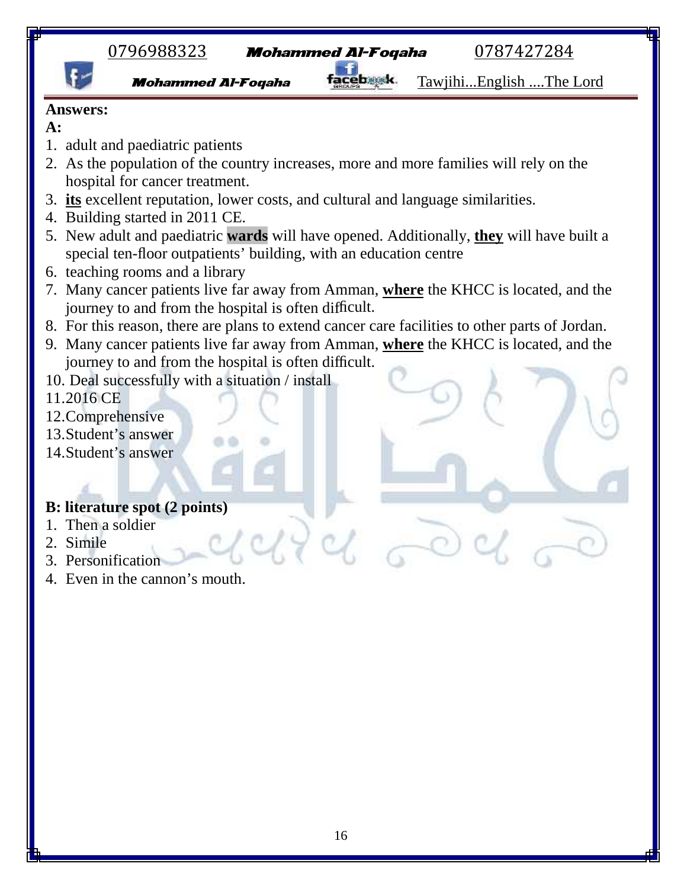**Answers:**

**A:**

1. adult and paediatric patients
2. As the population of the country increases, more and more families will rely on the hospital for cancer treatment.
3. **its** excellent reputation, lower costs, and cultural and language similarities.
4. Building started in 2011 CE.
5. New adult and paediatric **wards** will have opened. Additionally, **they** will have built a special ten-floor outpatients' building, with an education centre
6. teaching rooms and a library
7. Many cancer patients live far away from Amman, **where** the KHCC is located, and the journey to and from the hospital is often difficult.
8. For this reason, there are plans to extend cancer care facilities to other parts of Jordan.
9. Many cancer patients live far away from Amman, **where** the KHCC is located, and the journey to and from the hospital is often difficult.
10. Deal successfully with a situation / install
11. 2016 CE
12. Comprehensive
13. Student's answer
14. Student's answer

**B: literature spot (2 points)**

1. Then a soldier
2. Simile
3. Personification
4. Even in the cannon's mouth.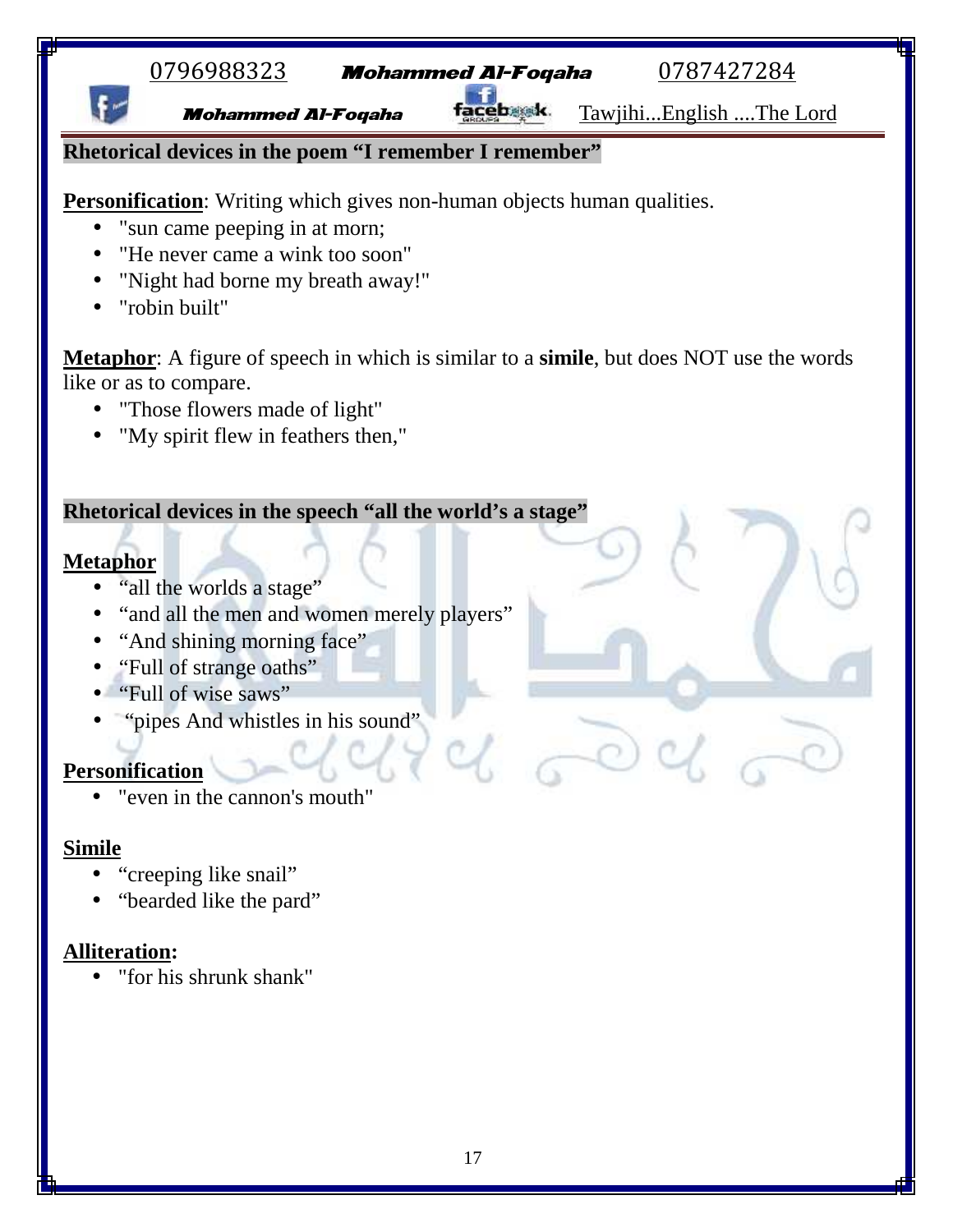**Rhetorical devices in the poem "I remember I remember"**

**Personification**: Writing which gives non-human objects human qualities.

- "sun came peeping in at morn;
- "He never came a wink too soon"
- "Night had borne my breath away!"
- "robin built"

**Metaphor**: A figure of speech in which is similar to a **simile**, but does NOT use the words like or as to compare.

- "Those flowers made of light"
- "My spirit flew in feathers then,"

**Rhetorical devices in the speech "all the world's a stage"**

**Metaphor**

- "all the worlds a stage"
- "and all the men and women merely players"
- "And shining morning face"
- "Full of strange oaths"
- "Full of wise saws"
- "pipes And whistles in his sound"

**Personification**

- "even in the cannon's mouth"

**Simile**

- "creeping like snail"
- "bearded like the pard"

**Alliteration:**

- "for his shrunk shank"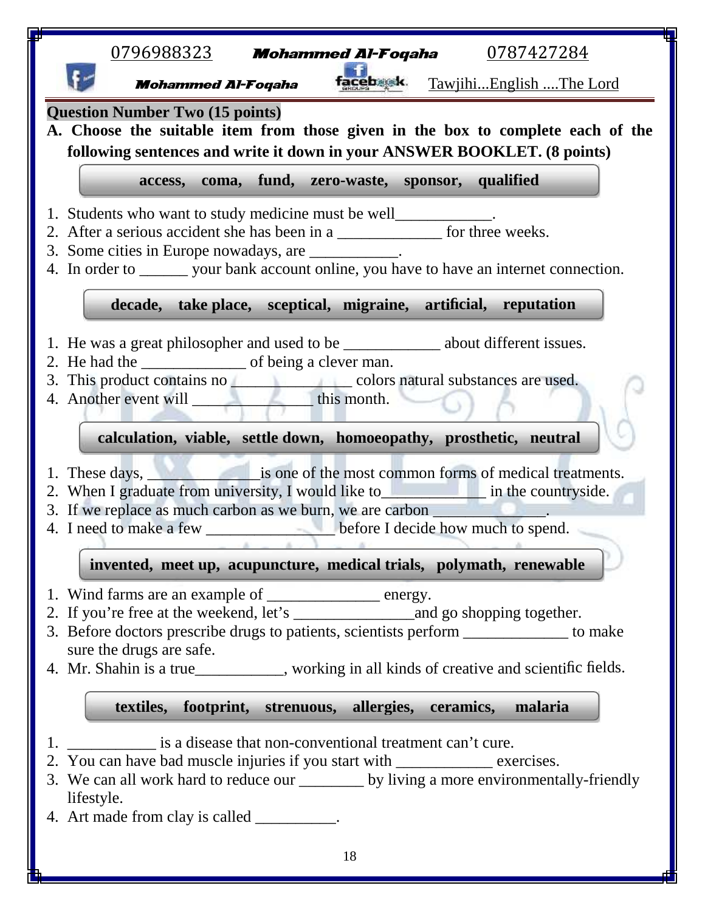**Question Number Two (15 points)**

**A. Choose the suitable item from those given in the box to complete each of the following sentences and write it down in your ANSWER BOOKLET. (8 points)**

**access, coma, fund, zero-waste, sponsor, qualified**

1. Students who want to study medicine must be well____________.
2. After a serious accident she has been in a _____________ for three weeks.
3. Some cities in Europe nowadays, are ___________.
4. In order to ______ your bank account online, you have to have an internet connection.

**decade, take place, sceptical, migraine, artificial, reputation**

1. He was a great philosopher and used to be ____________ about different issues.
2. He had the _____________ of being a clever man.
3. This product contains no _______________ colors natural substances are used.
4. Another event will _______________ this month.

**calculation, viable, settle down, homoeopathy, prosthetic, neutral**

1. These days, ______________is one of the most common forms of medical treatments.
2. When I graduate from university, I would like to_____________ in the countryside.
3. If we replace as much carbon as we burn, we are carbon _____________.
4. I need to make a few ________________ before I decide how much to spend.

**invented, meet up, acupuncture, medical trials, polymath, renewable**

1. Wind farms are an example of ______________ energy.
2. If you're free at the weekend, let's _______________and go shopping together.
3. Before doctors prescribe drugs to patients, scientists perform _____________ to make sure the drugs are safe.
4. Mr. Shahin is a true___________, working in all kinds of creative and scientific fields.

**textiles, footprint, strenuous, allergies, ceramics, malaria**

1. ___________ is a disease that non-conventional treatment can't cure.
2. You can have bad muscle injuries if you start with ____________ exercises.
3. We can all work hard to reduce our ________ by living a more environmentally-friendly lifestyle.
4. Art made from clay is called __________.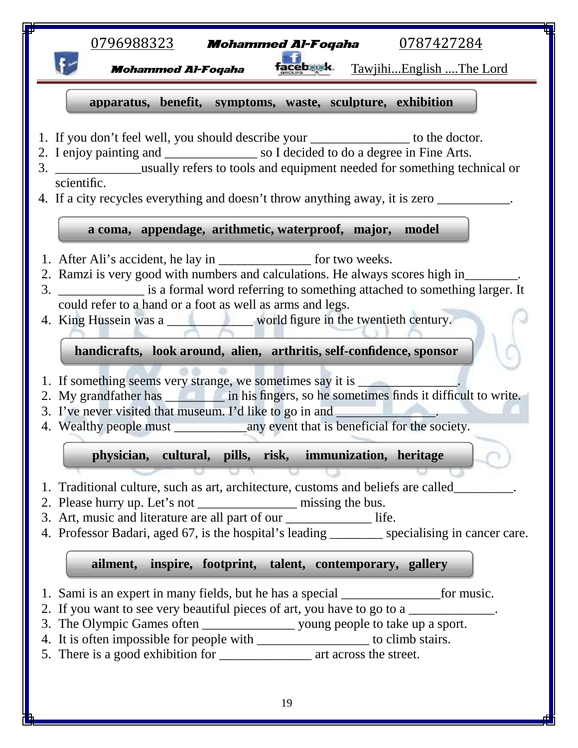**apparatus, benefit, symptoms, waste, sculpture, exhibition**

1. If you don't feel well, you should describe your _______________ to the doctor.
2. I enjoy painting and ______________ so I decided to do a degree in Fine Arts.
3. _____________usually refers to tools and equipment needed for something technical or scientific.
4. If a city recycles everything and doesn't throw anything away, it is zero ___________.

**a coma, appendage, arithmetic, waterproof, major, model**

1. After Ali's accident, he lay in ______________ for two weeks.
2. Ramzi is very good with numbers and calculations. He always scores high in________.
3. _____________ is a formal word referring to something attached to something larger. It could refer to a hand or a foot as well as arms and legs.
4. King Hussein was a _____________ world figure in the twentieth century.

**handicrafts, look around, alien, arthritis, self-confidence, sponsor**

1. If something seems very strange, we sometimes say it is _______________.
2. My grandfather has _________ in his fingers, so he sometimes finds it difficult to write.
3. I've never visited that museum. I'd like to go in and ______________.
4. Wealthy people must ___________any event that is beneficial for the society.

**physician, cultural, pills, risk, immunization, heritage**

1. Traditional culture, such as art, architecture, customs and beliefs are called_________.
2. Please hurry up. Let's not _______________ missing the bus.
3. Art, music and literature are all part of our _____________ life.
4. Professor Badari, aged 67, is the hospital's leading ________ specialising in cancer care.

**ailment, inspire, footprint, talent, contemporary, gallery**

1. Sami is an expert in many fields, but he has a special _______________for music.
2. If you want to see very beautiful pieces of art, you have to go to a _____________.
3. The Olympic Games often ______________ young people to take up a sport.
4. It is often impossible for people with _________________ to climb stairs.
5. There is a good exhibition for ______________ art across the street.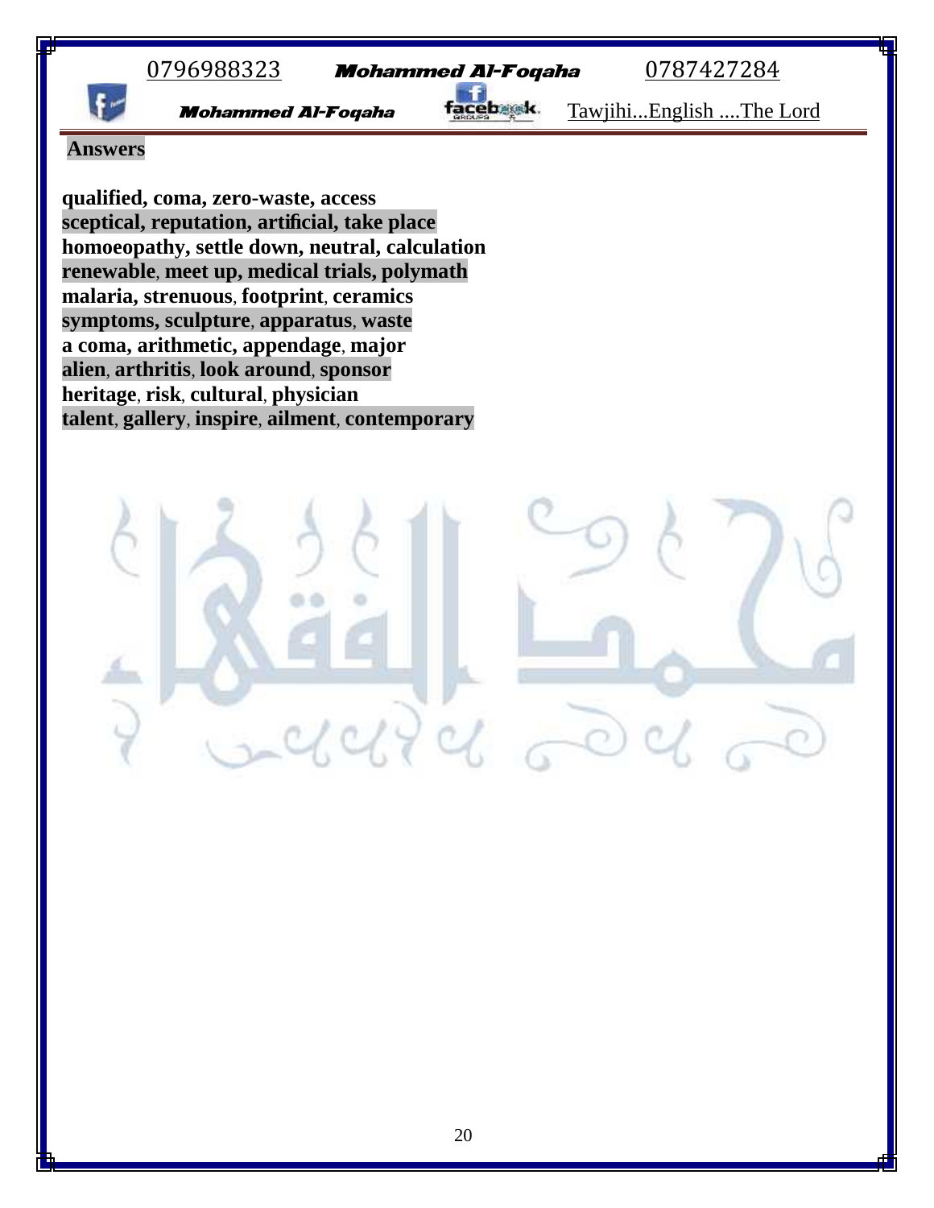**Answers**

**qualified, coma, zero-waste, access**
**sceptical, reputation, artificial, take place**
**homoeopathy, settle down, neutral, calculation**
**renewable, meet up, medical trials, polymath**
**malaria, strenuous, footprint, ceramics**
**symptoms, sculpture, apparatus, waste**
**a coma, arithmetic, appendage, major**
**alien, arthritis, look around, sponsor**
**heritage, risk, cultural, physician**
**talent, gallery, inspire, ailment, contemporary**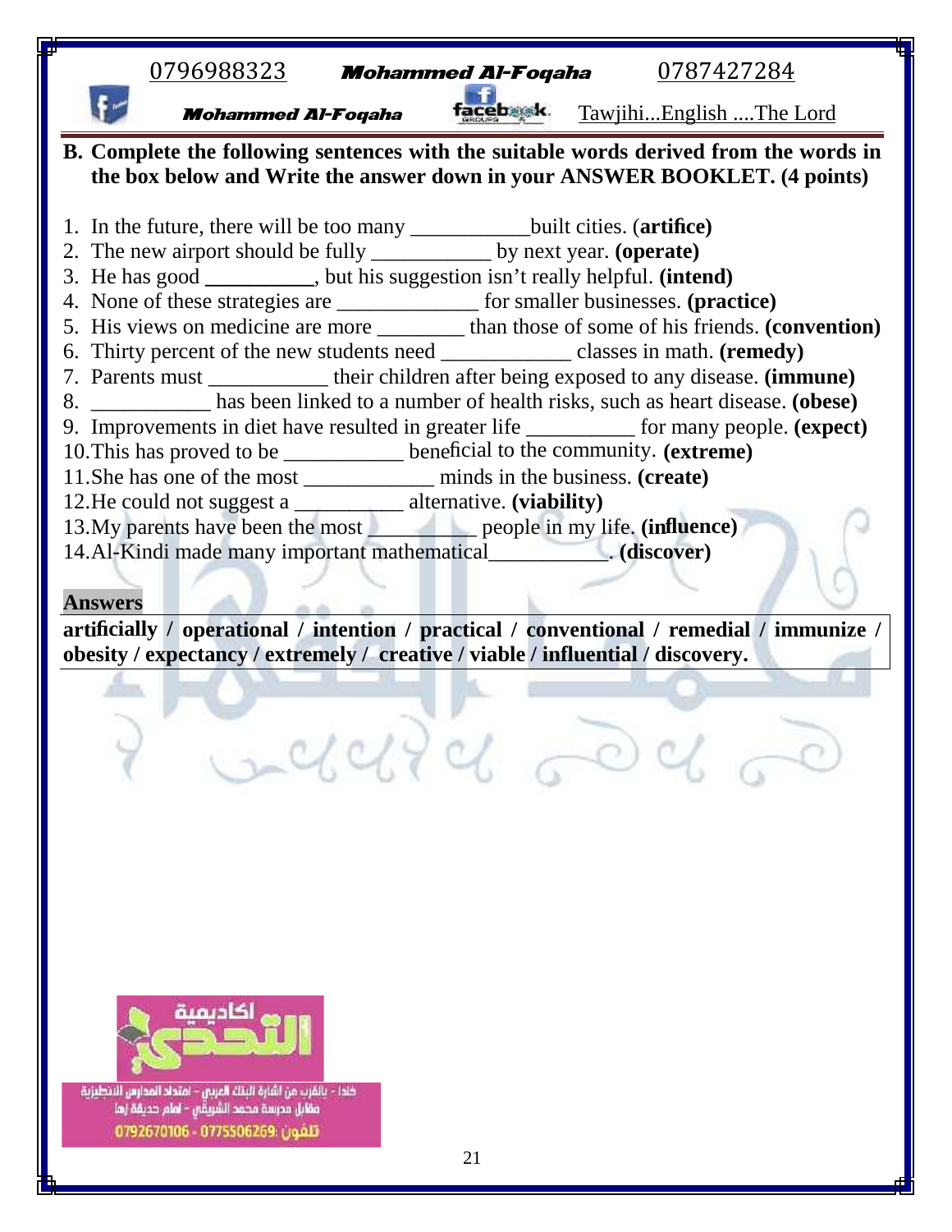**B. Complete the following sentences with the suitable words derived from the words in the box below and Write the answer down in your ANSWER BOOKLET. (4 points)**

1. In the future, there will be too many ___________built cities. (**artifice)**
2. The new airport should be fully ___________ by next year. **(operate)**
3. He has good **__________**, but his suggestion isn't really helpful. **(intend)**
4. None of these strategies are _____________ for smaller businesses. **(practice)**
5. His views on medicine are more ________ than those of some of his friends. **(convention)**
6. Thirty percent of the new students need ____________ classes in math. **(remedy)**
7. Parents must ___________ their children after being exposed to any disease. **(immune)**
8. ___________ has been linked to a number of health risks, such as heart disease. **(obese)**
9. Improvements in diet have resulted in greater life __________ for many people. **(expect)**
10. This has proved to be ___________ beneficial to the community. **(extreme)**
11. She has one of the most ____________ minds in the business. **(create)**
12. He could not suggest a __________ alternative. **(viability)**
13. My parents have been the most __________ people in my life. **(influence)**
14. Al-Kindi made many important mathematical___________. **(discover)**

**Answers**

**artificially / operational / intention / practical / conventional / remedial / immunize / obesity / expectancy / extremely / creative / viable / influential / discovery.**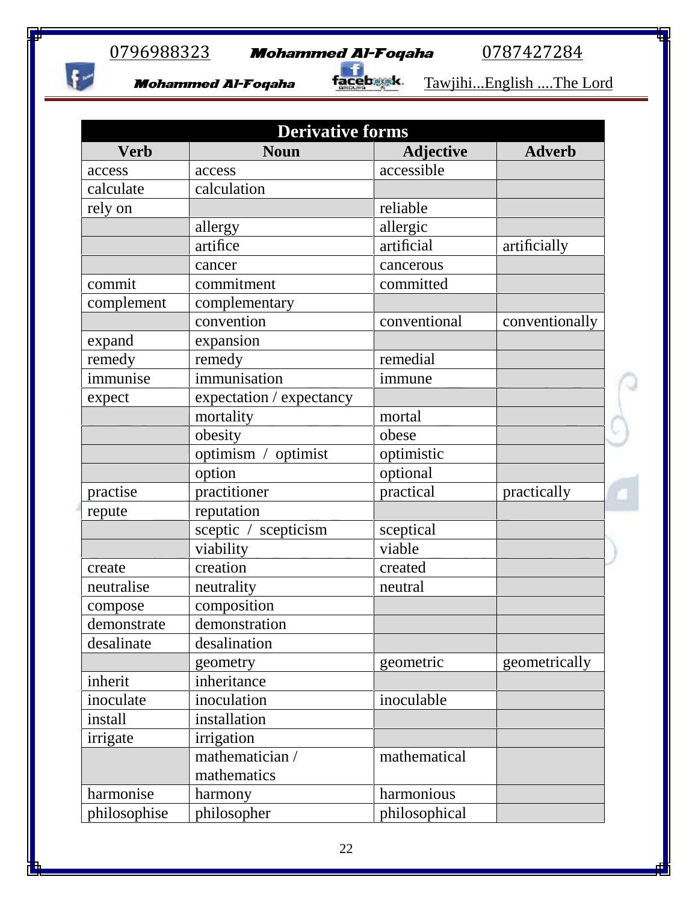| Derivative forms | | | |
|---|---|---|---|
| **Verb** | **Noun** | **Adjective** | **Adverb** |
| access | access | accessible | |
| calculate | calculation | | |
| rely on | | reliable | |
| | allergy | allergic | |
| | artifice | artificial | artificially |
| | cancer | cancerous | |
| commit | commitment | committed | |
| complement | complementary | | |
| | convention | conventional | conventionally |
| expand | expansion | | |
| remedy | remedy | remedial | |
| immunise | immunisation | immune | |
| expect | expectation / expectancy | | |
| | mortality | mortal | |
| | obesity | obese | |
| | optimism / optimist | optimistic | |
| | option | optional | |
| practise | practitioner | practical | practically |
| repute | reputation | | |
| | sceptic / scepticism | sceptical | |
| | viability | viable | |
| create | creation | created | |
| neutralise | neutrality | neutral | |
| compose | composition | | |
| demonstrate | demonstration | | |
| desalinate | desalination | | |
| | geometry | geometric | geometrically |
| inherit | inheritance | | |
| inoculate | inoculation | inoculable | |
| install | installation | | |
| irrigate | irrigation | | |
| | mathematician / mathematics | mathematical | |
| harmonise | harmony | harmonious | |
| philosophise | philosopher | philosophical | |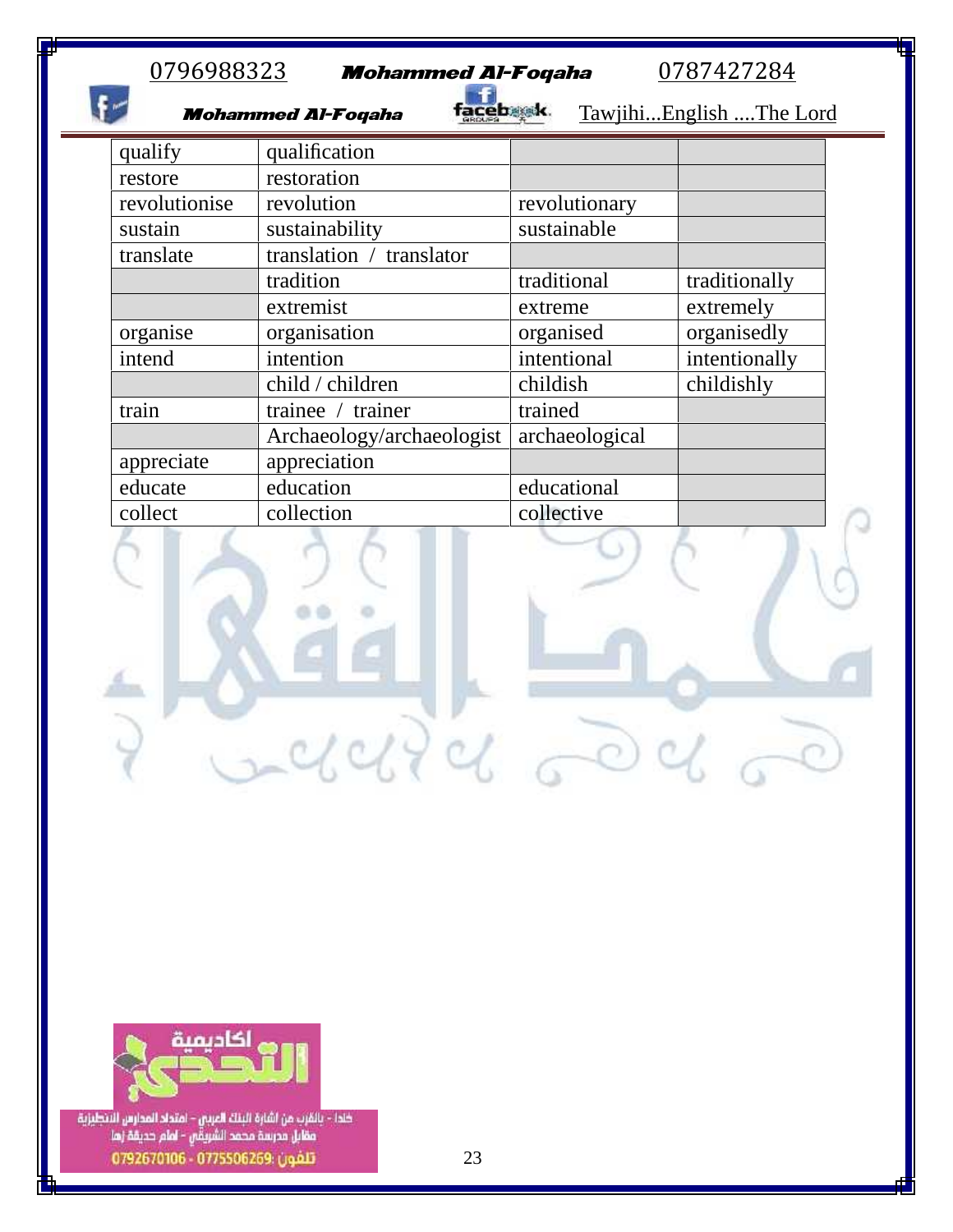| | | | |
|---|---|---|---|
| qualify | qualification | | |
| restore | restoration | | |
| revolutionise | revolution | revolutionary | |
| sustain | sustainability | sustainable | |
| translate | translation / translator | | |
| | tradition | traditional | traditionally |
| | extremist | extreme | extremely |
| organise | organisation | organised | organisedly |
| intend | intention | intentional | intentionally |
| | child / children | childish | childishly |
| train | trainee / trainer | trained | |
| | Archaeology/archaeologist | archaeological | |
| appreciate | appreciation | | |
| educate | education | educational | |
| collect | collection | collective | |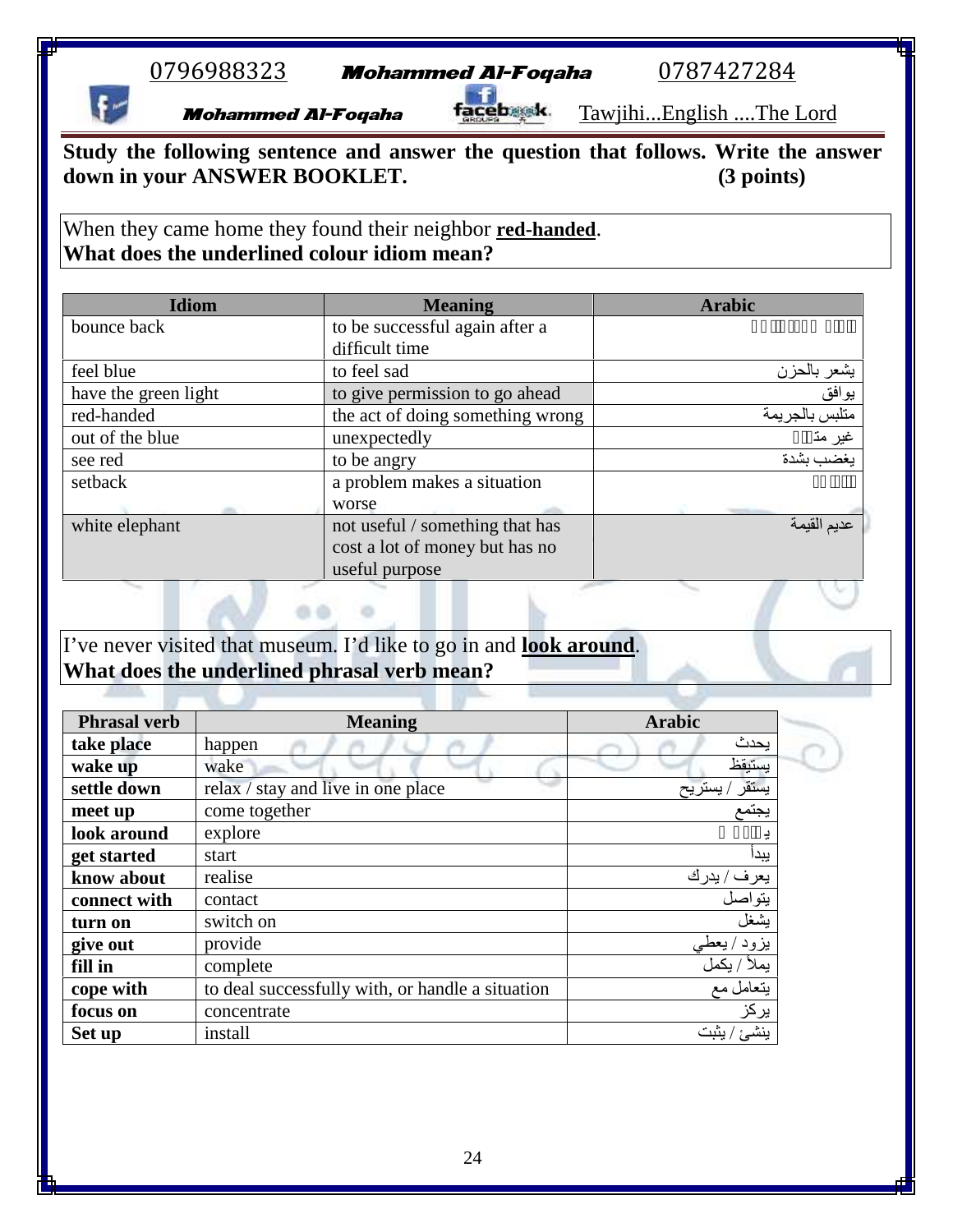**Study the following sentence and answer the question that follows. Write the answer down in your ANSWER BOOKLET. (3 points)**

When they came home they found their neighbor **red-handed**.
**What does the underlined colour idiom mean?**

| Idiom | Meaning | Arabic |
|---|---|---|
| bounce back | to be successful again after a difficult time | |
| feel blue | to feel sad | يشعر بالحزن |
| have the green light | to give permission to go ahead | يوافق |
| red-handed | the act of doing something wrong | متلبس بالجريمة |
| out of the blue | unexpectedly | غير متوقع |
| see red | to be angry | يغضب بشدة |
| setback | a problem makes a situation worse | |
| white elephant | not useful / something that has cost a lot of money but has no useful purpose | عديم القيمة |

I've never visited that museum. I'd like to go in and **look around**.
**What does the underlined phrasal verb mean?**

| Phrasal verb | Meaning | Arabic |
|---|---|---|
| **take place** | happen | يحدث |
| **wake up** | wake | يستيقظ |
| **settle down** | relax / stay and live in one place | يستقر / يستريح |
| **meet up** | come together | يجتمع |
| **look around** | explore | يستكشف |
| **get started** | start | يبدأ |
| **know about** | realise | يعرف / يدرك |
| **connect with** | contact | يتواصل |
| **turn on** | switch on | يشغل |
| **give out** | provide | يزود / يعطي |
| **fill in** | complete | يملأ / يكمل |
| **cope with** | to deal successfully with, or handle a situation | يتعامل مع |
| **focus on** | concentrate | يركز |
| **Set up** | install | ينشئ / يثبت |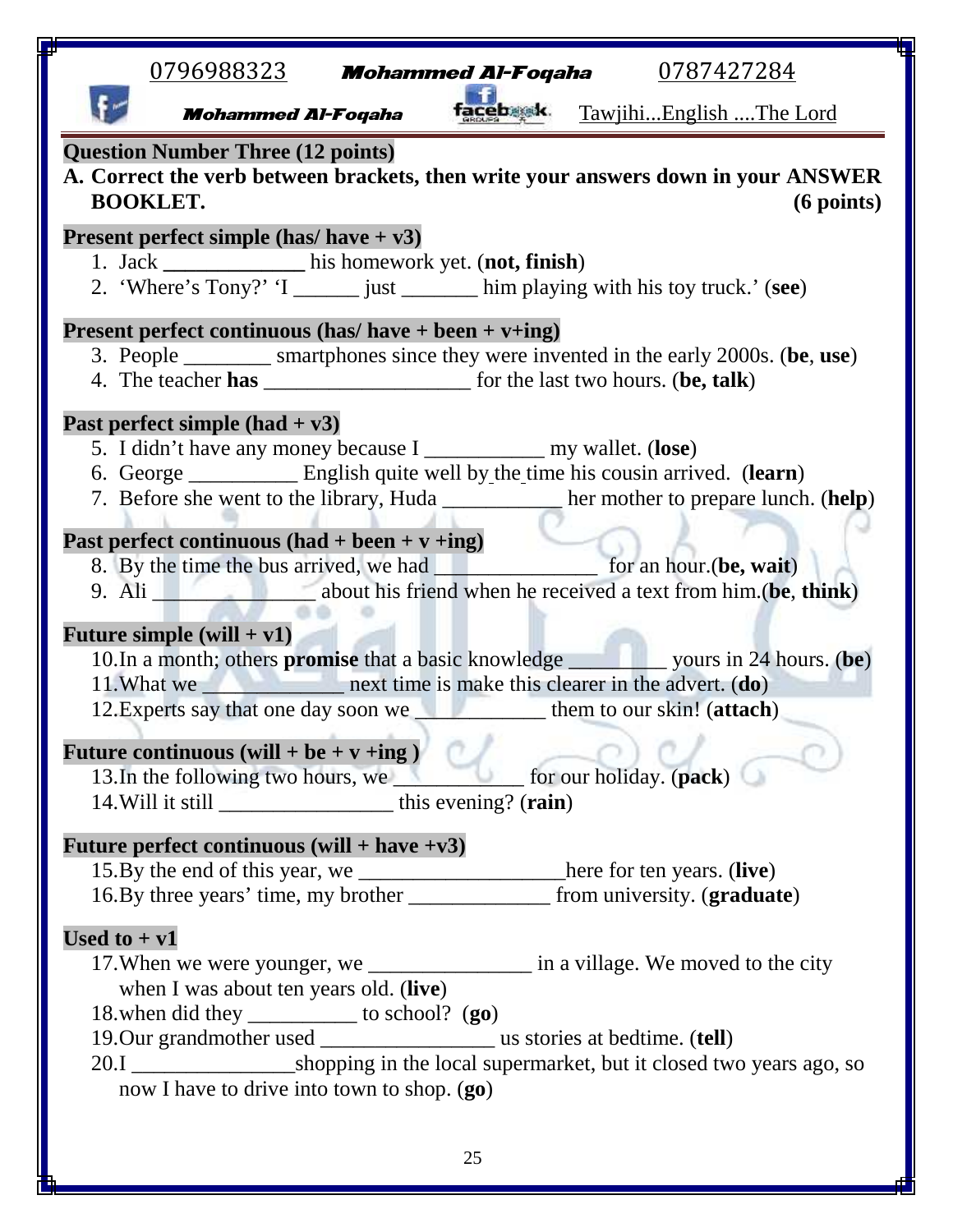**Question Number Three (12 points)**

**A. Correct the verb between brackets, then write your answers down in your ANSWER BOOKLET. (6 points)**

**Present perfect simple (has/ have + v3)**

1. Jack _____________ his homework yet. (**not, finish**)
2. 'Where's Tony?' 'I ______ just _______ him playing with his toy truck.' (**see**)

**Present perfect continuous (has/ have + been + v+ing)**

3. People ________ smartphones since they were invented in the early 2000s. (**be**, **use**)
4. The teacher **has** ___________________ for the last two hours. (**be, talk**)

**Past perfect simple (had + v3)**

5. I didn't have any money because I ___________ my wallet. (**lose**)
6. George __________ English quite well by the time his cousin arrived. (**learn**)
7. Before she went to the library, Huda ___________ her mother to prepare lunch. (**help**)

**Past perfect continuous (had + been + v +ing)**

8. By the time the bus arrived, we had _______________ for an hour.(**be, wait**)
9. Ali _______________ about his friend when he received a text from him.(**be**, **think**)

**Future simple (will + v1)**

10. In a month; others **promise** that a basic knowledge ________ yours in 24 hours. (**be**)
11. What we _____________ next time is make this clearer in the advert. (**do**)
12. Experts say that one day soon we ____________ them to our skin! (**attach**)

**Future continuous (will + be + v +ing )**

13. In the following two hours, we ____________ for our holiday. (**pack**)
14. Will it still ________________ this evening? (**rain**)

**Future perfect continuous (will + have +v3)**

15. By the end of this year, we ___________________here for ten years. (**live**)
16. By three years' time, my brother _____________ from university. (**graduate**)

**Used to + v1**

17. When we were younger, we _______________ in a village. We moved to the city when I was about ten years old. (**live**)
18. when did they __________ to school? (**go**)
19. Our grandmother used ________________ us stories at bedtime. (**tell**)
20. I _______________shopping in the local supermarket, but it closed two years ago, so now I have to drive into town to shop. (**go**)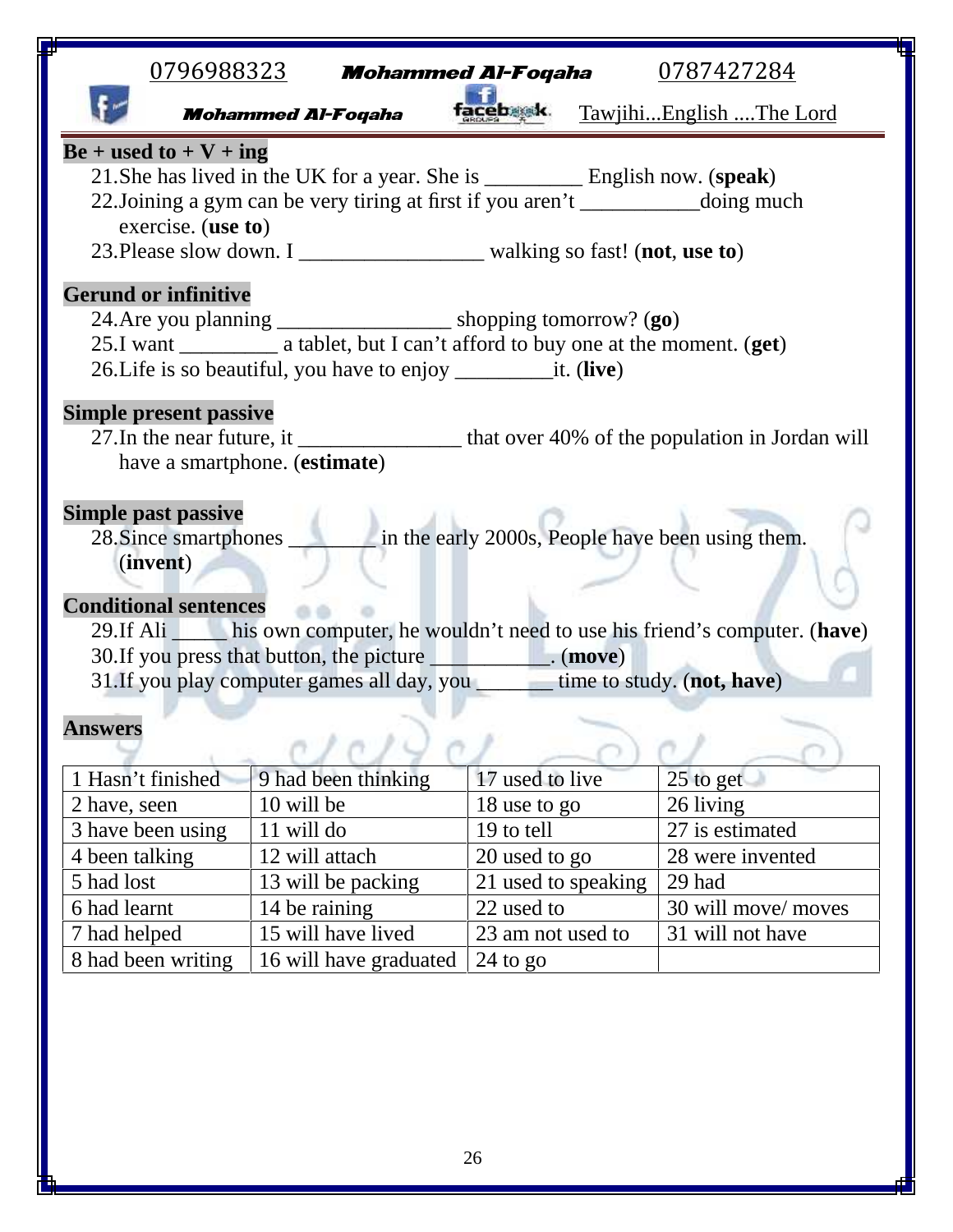**Be + used to + V + ing**

21. She has lived in the UK for a year. She is _________ English now. (**speak**)
22. Joining a gym can be very tiring at first if you aren't ___________doing much exercise. (**use to**)
23. Please slow down. I _________________ walking so fast! (**not**, **use to**)

**Gerund or infinitive**

24. Are you planning ________________ shopping tomorrow? (**go**)
25. I want _________ a tablet, but I can't afford to buy one at the moment. (**get**)
26. Life is so beautiful, you have to enjoy _________it. (**live**)

**Simple present passive**

27. In the near future, it _______________ that over 40% of the population in Jordan will have a smartphone. (**estimate**)

**Simple past passive**

28. Since smartphones ________ in the early 2000s, People have been using them. (**invent**)

**Conditional sentences**

29. If Ali _____ his own computer, he wouldn't need to use his friend's computer. (**have**)
30. If you press that button, the picture ___________. (**move**)
31. If you play computer games all day, you _______ time to study. (**not, have**)

**Answers**

| 1 Hasn't finished | 9 had been thinking | 17 used to live | 25 to get |
|---|---|---|---|
| 2 have, seen | 10 will be | 18 use to go | 26 living |
| 3 have been using | 11 will do | 19 to tell | 27 is estimated |
| 4 been talking | 12 will attach | 20 used to go | 28 were invented |
| 5 had lost | 13 will be packing | 21 used to speaking | 29 had |
| 6 had learnt | 14 be raining | 22 used to | 30 will move/ moves |
| 7 had helped | 15 will have lived | 23 am not used to | 31 will not have |
| 8 had been writing | 16 will have graduated | 24 to go | |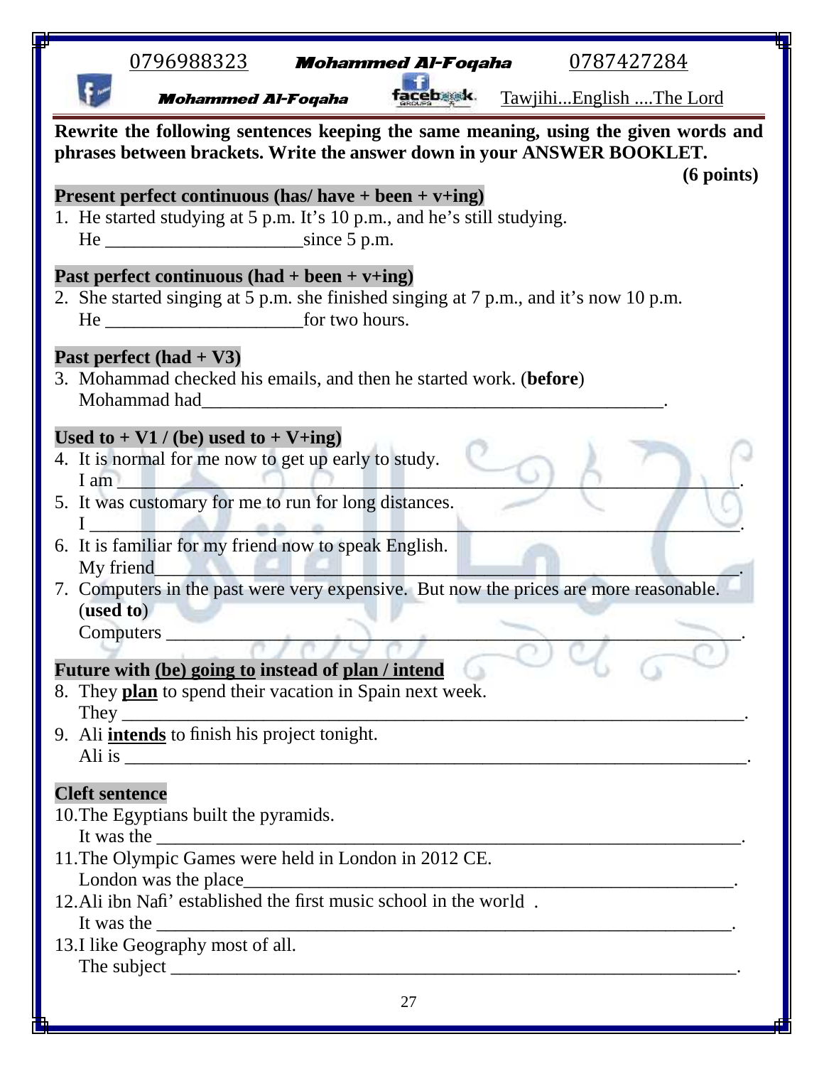**Rewrite the following sentences keeping the same meaning, using the given words and phrases between brackets. Write the answer down in your ANSWER BOOKLET.**

**(6 points)**

**Present perfect continuous (has/ have + been + v+ing)**

1. He started studying at 5 p.m. It's 10 p.m., and he's still studying.
   He _____________________since 5 p.m.

**Past perfect continuous (had + been + v+ing)**

2. She started singing at 5 p.m. she finished singing at 7 p.m., and it's now 10 p.m.
   He _____________________for two hours.

**Past perfect (had + V3)**

3. Mohammad checked his emails, and then he started work. (**before**)
   Mohammad had__________________________________________________.

**Used to + V1 / (be) used to + V+ing)**

4. It is normal for me now to get up early to study.
   I am ______________________________________________________________.
5. It was customary for me to run for long distances.
   I ________________________________________________________________.
6. It is familiar for my friend now to speak English.
   My friend__________________________________________________________.
7. Computers in the past were very expensive. But now the prices are more reasonable. (**used to**)
   Computers _________________________________________________________.

**Future with (be) going to instead of plan / intend**

8. They **plan** to spend their vacation in Spain next week.
   They ______________________________________________________________.
9. Ali **intends** to finish his project tonight.
   Ali is ______________________________________________________________.

**Cleft sentence**

10. The Egyptians built the pyramids.
    It was the __________________________________________________________.
11. The Olympic Games were held in London in 2012 CE.
    London was the place_________________________________________________.
12. Ali ibn Nafi' established the first music school in the world .
    It was the __________________________________________________________.
13. I like Geography most of all.
    The subject _________________________________________________________.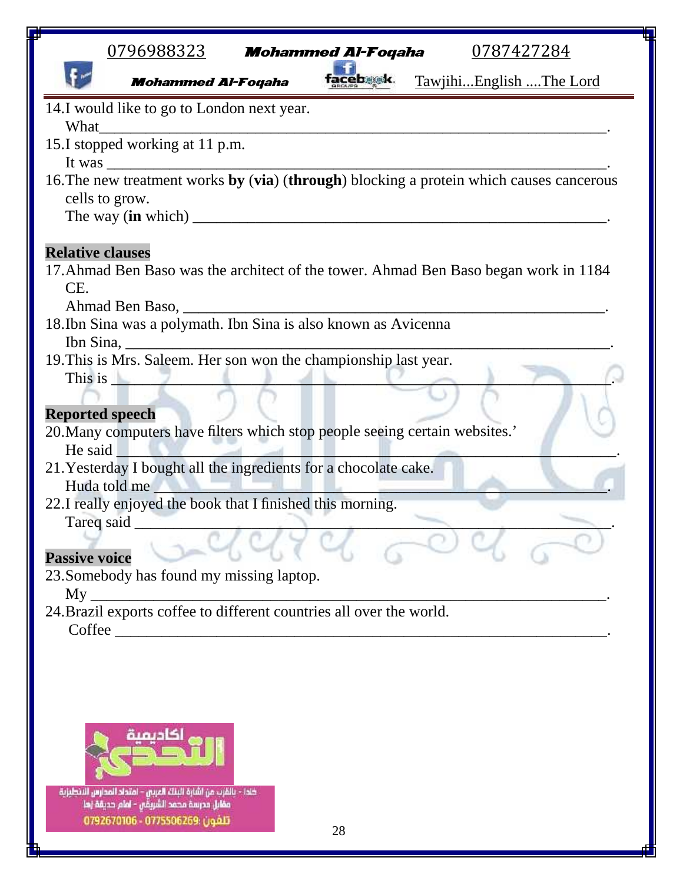14. I would like to go to London next year.
    What\_\_\_\_\_\_\_\_\_\_\_\_\_\_\_\_\_\_\_\_\_\_\_\_\_\_\_\_\_\_\_\_\_\_\_\_\_\_\_\_\_\_\_\_\_\_\_\_\_\_\_\_\_\_\_\_\_\_\_\_\_\_\_\_.
15. I stopped working at 11 p.m.
    It was \_\_\_\_\_\_\_\_\_\_\_\_\_\_\_\_\_\_\_\_\_\_\_\_\_\_\_\_\_\_\_\_\_\_\_\_\_\_\_\_\_\_\_\_\_\_\_\_\_\_\_\_\_\_\_\_\_\_\_\_\_\_\_\_.
16. The new treatment works **by** (**via**) (**through**) blocking a protein which causes cancerous cells to grow.
    The way (**in** which) \_\_\_\_\_\_\_\_\_\_\_\_\_\_\_\_\_\_\_\_\_\_\_\_\_\_\_\_\_\_\_\_\_\_\_\_\_\_\_\_\_\_\_\_\_\_\_\_\_\_\_\_\_\_.

**Relative clauses**

17. Ahmad Ben Baso was the architect of the tower. Ahmad Ben Baso began work in 1184 CE.
    Ahmad Ben Baso, \_\_\_\_\_\_\_\_\_\_\_\_\_\_\_\_\_\_\_\_\_\_\_\_\_\_\_\_\_\_\_\_\_\_\_\_\_\_\_\_\_\_\_\_\_\_\_\_\_\_\_\_\_\_\_.
18. Ibn Sina was a polymath. Ibn Sina is also known as Avicenna
    Ibn Sina, \_\_\_\_\_\_\_\_\_\_\_\_\_\_\_\_\_\_\_\_\_\_\_\_\_\_\_\_\_\_\_\_\_\_\_\_\_\_\_\_\_\_\_\_\_\_\_\_\_\_\_\_\_\_\_\_\_\_\_\_\_\_\_\_.
19. This is Mrs. Saleem. Her son won the championship last year.
    This is \_\_\_\_\_\_\_\_\_\_\_\_\_\_\_\_\_\_\_\_\_\_\_\_\_\_\_\_\_\_\_\_\_\_\_\_\_\_\_\_\_\_\_\_\_\_\_\_\_\_\_\_\_\_\_\_\_\_\_\_\_\_\_\_.

**Reported speech**

20. Many computers have filters which stop people seeing certain websites.'
    He said \_\_\_\_\_\_\_\_\_\_\_\_\_\_\_\_\_\_\_\_\_\_\_\_\_\_\_\_\_\_\_\_\_\_\_\_\_\_\_\_\_\_\_\_\_\_\_\_\_\_\_\_\_\_\_\_\_\_\_\_\_\_\_\_.
21. Yesterday I bought all the ingredients for a chocolate cake.
    Huda told me \_\_\_\_\_\_\_\_\_\_\_\_\_\_\_\_\_\_\_\_\_\_\_\_\_\_\_\_\_\_\_\_\_\_\_\_\_\_\_\_\_\_\_\_\_\_\_\_\_\_\_\_\_\_\_\_\_\_\_\_.
22. I really enjoyed the book that I finished this morning.
    Tareq said \_\_\_\_\_\_\_\_\_\_\_\_\_\_\_\_\_\_\_\_\_\_\_\_\_\_\_\_\_\_\_\_\_\_\_\_\_\_\_\_\_\_\_\_\_\_\_\_\_\_\_\_\_\_\_\_\_\_\_\_\_\_.

**Passive voice**

23. Somebody has found my missing laptop.
    My \_\_\_\_\_\_\_\_\_\_\_\_\_\_\_\_\_\_\_\_\_\_\_\_\_\_\_\_\_\_\_\_\_\_\_\_\_\_\_\_\_\_\_\_\_\_\_\_\_\_\_\_\_\_\_\_\_\_\_\_\_\_\_\_\_\_\_.
24. Brazil exports coffee to different countries all over the world.
    Coffee \_\_\_\_\_\_\_\_\_\_\_\_\_\_\_\_\_\_\_\_\_\_\_\_\_\_\_\_\_\_\_\_\_\_\_\_\_\_\_\_\_\_\_\_\_\_\_\_\_\_\_\_\_\_\_\_\_\_\_\_\_\_\_\_.

اكاديمية التحدي

خلدا - بالقرب من اشارة البنك العربي - امتداد المدارس الانجليزية
مقابل مدرسة محمد الشريقي - امام حديقة زها
تلفون: 0792670106 - 0775506269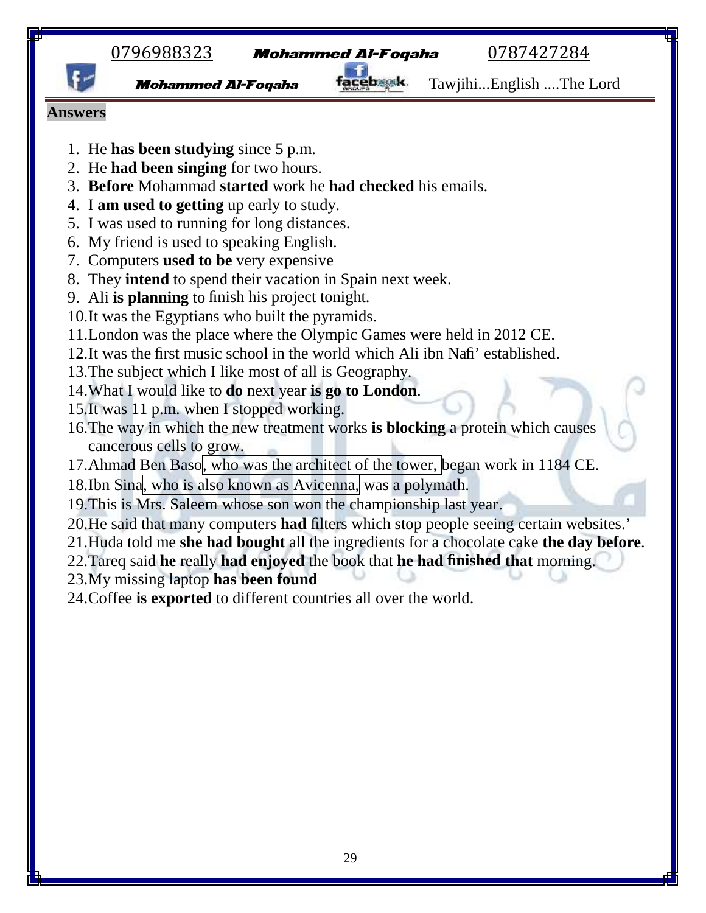**Answers**

1. He **has been studying** since 5 p.m.
2. He **had been singing** for two hours.
3. **Before** Mohammad **started** work he **had checked** his emails.
4. I **am used to getting** up early to study.
5. I was used to running for long distances.
6. My friend is used to speaking English.
7. Computers **used to be** very expensive
8. They **intend** to spend their vacation in Spain next week.
9. Ali **is planning** to finish his project tonight.
10. It was the Egyptians who built the pyramids.
11. London was the place where the Olympic Games were held in 2012 CE.
12. It was the first music school in the world which Ali ibn Nafi' established.
13. The subject which I like most of all is Geography.
14. What I would like to **do** next year **is go to London**.
15. It was 11 p.m. when I stopped working.
16. The way in which the new treatment works **is blocking** a protein which causes cancerous cells to grow.
17. Ahmad Ben Baso, who was the architect of the tower, began work in 1184 CE.
18. Ibn Sina, who is also known as Avicenna, was a polymath.
19. This is Mrs. Saleem whose son won the championship last year.
20. He said that many computers **had** filters which stop people seeing certain websites.'
21. Huda told me **she had bought** all the ingredients for a chocolate cake **the day before**.
22. Tareq said **he** really **had enjoyed** the book that **he had finished that** morning.
23. My missing laptop **has been found**
24. Coffee **is exported** to different countries all over the world.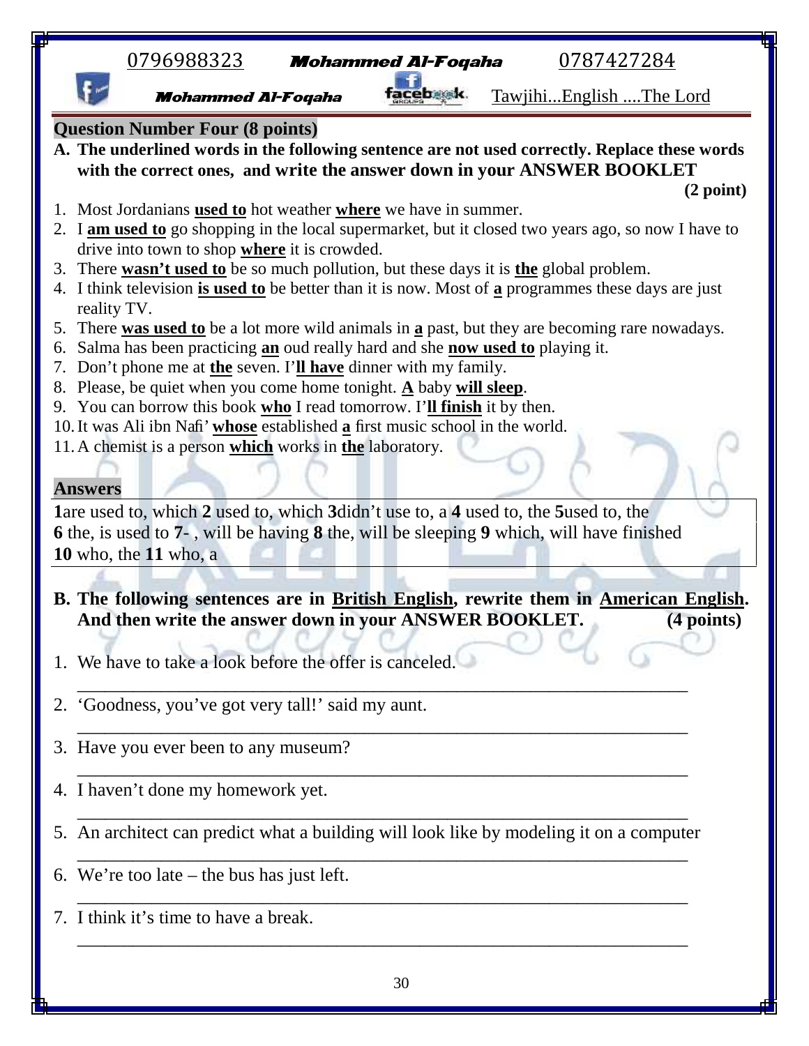## Question Number Four (8 points)

**A. The underlined words in the following sentence are not used correctly. Replace these words with the correct ones, and write the answer down in your ANSWER BOOKLET** **(2 point)**

1. Most Jordanians **used to** hot weather **where** we have in summer.
2. I **am used to** go shopping in the local supermarket, but it closed two years ago, so now I have to drive into town to shop **where** it is crowded.
3. There **wasn't used to** be so much pollution, but these days it is **the** global problem.
4. I think television **is used to** be better than it is now. Most of **a** programmes these days are just reality TV.
5. There **was used to** be a lot more wild animals in **a** past, but they are becoming rare nowadays.
6. Salma has been practicing **an** oud really hard and she **now used to** playing it.
7. Don't phone me at **the** seven. I'**ll have** dinner with my family.
8. Please, be quiet when you come home tonight. **A** baby **will sleep**.
9. You can borrow this book **who** I read tomorrow. I'**ll finish** it by then.
10. It was Ali ibn Nafi' **whose** established **a** first music school in the world.
11. A chemist is a person **which** works in **the** laboratory.

### Answers

**1** are used to, which **2** used to, which **3** didn't use to, a **4** used to, the **5** used to, the
**6** the, is used to **7**- , will be having **8** the, will be sleeping **9** which, will have finished
**10** who, the **11** who, a

**B. The following sentences are in British English, rewrite them in American English. And then write the answer down in your ANSWER BOOKLET.** **(4 points)**

1. We have to take a look before the offer is canceled.
   ______________________________________________________________________
2. 'Goodness, you've got very tall!' said my aunt.
   ______________________________________________________________________
3. Have you ever been to any museum?
   ______________________________________________________________________
4. I haven't done my homework yet.
   ______________________________________________________________________
5. An architect can predict what a building will look like by modeling it on a computer
   ______________________________________________________________________
6. We're too late – the bus has just left.
   ______________________________________________________________________
7. I think it's time to have a break.
   ______________________________________________________________________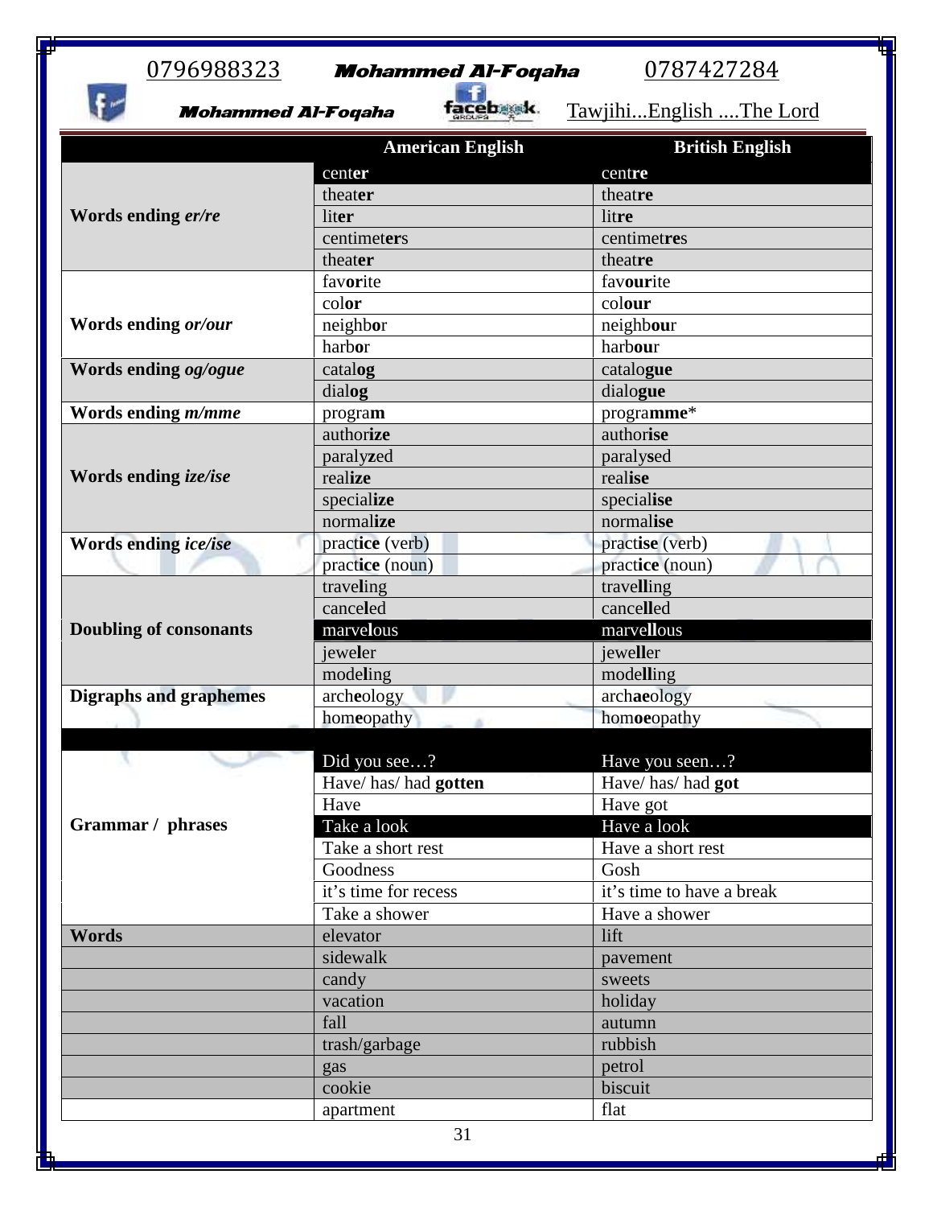| | American English | British English |
|---|---|---|
| **Words ending *er/re*** | cent**er** | cent**re** |
| | theat**er** | theat**re** |
| | lit**er** | lit**re** |
| | centimet**er**s | centimet**re**s |
| | theat**er** | theat**re** |
| **Words ending *or/our*** | fav**or**ite | fav**our**ite |
| | col**or** | col**our** |
| | neighb**o**r | neighb**ou**r |
| | harb**o**r | harb**ou**r |
| **Words ending *og/ogue*** | catal**og** | catalo**gue** |
| | dial**og** | dialo**gue** |
| **Words ending *m/mme*** | progra**m** | progra**mme***|
| **Words ending *ize/ise*** | author**ize** | author**ise** |
| | paraly**z**ed | paraly**s**ed |
| | real**ize** | real**ise** |
| | special**ize** | special**ise** |
| | normal**ize** | normal**ise** |
| **Words ending *ice/ise*** | pract**ice** (verb) | pract**ise** (verb) |
| | pract**ice** (noun) | pract**ice** (noun) |
| **Doubling of consonants** | trave**l**ing | trave**ll**ing |
| | cance**l**ed | cance**ll**ed |
| | marve**l**ous | marve**ll**ous |
| | jewe**l**er | jewe**ll**er |
| | mode**l**ing | mode**ll**ing |
| **Digraphs and graphemes** | arch**e**ology | arch**ae**ology |
| | hom**e**opathy | hom**oe**opathy |
| | | |
| **Grammar / phrases** | Did you see…? | Have you seen…? |
| | Have/ has/ had **gotten** | Have/ has/ had **got** |
| | Have | Have got |
| | Take a look | Have a look |
| | Take a short rest | Have a short rest |
| | Goodness | Gosh |
| | it's time for recess | it's time to have a break |
| | Take a shower | Have a shower |
| **Words** | elevator | lift |
| | sidewalk | pavement |
| | candy | sweets |
| | vacation | holiday |
| | fall | autumn |
| | trash/garbage | rubbish |
| | gas | petrol |
| | cookie | biscuit |
| | apartment | flat |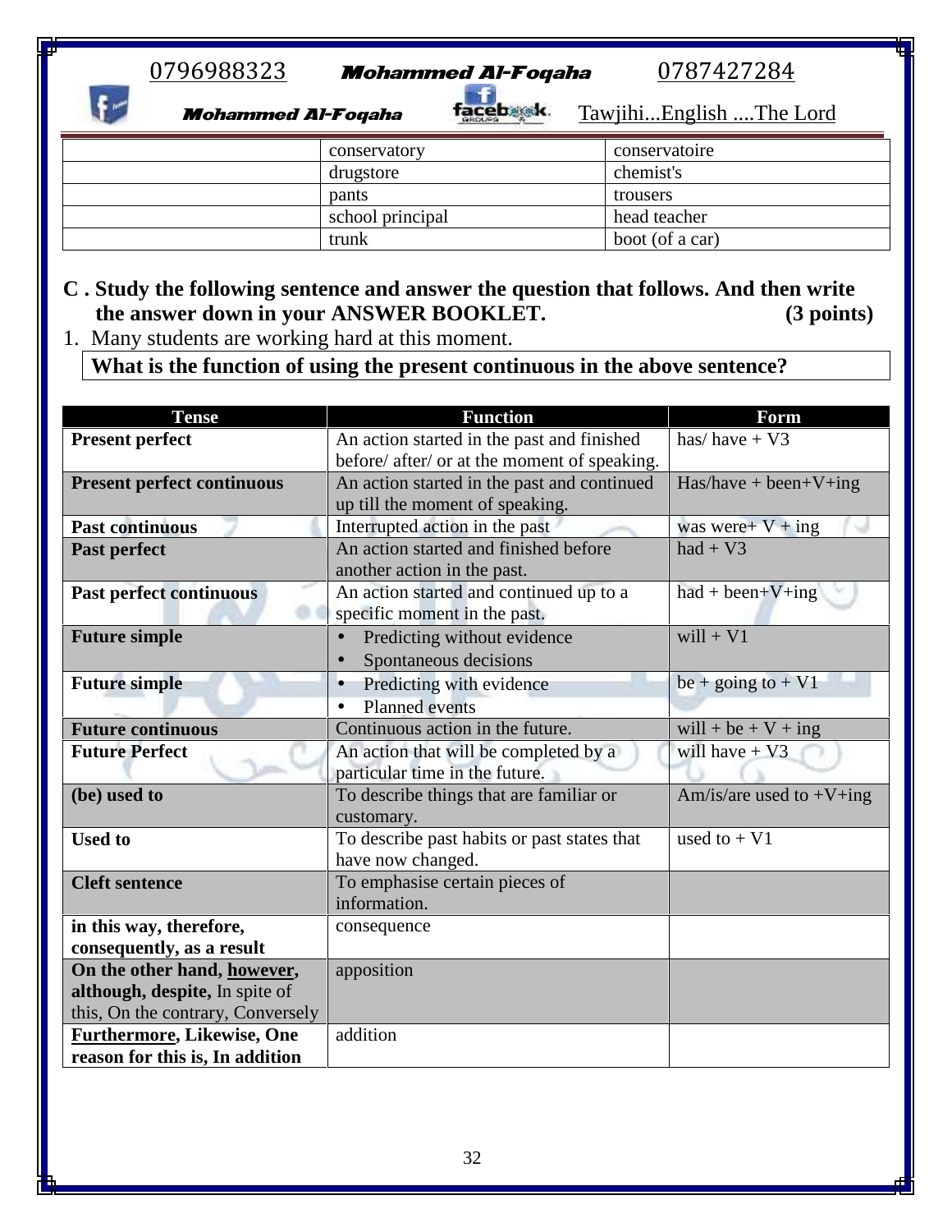| | | |
|---|---|---|
| | conservatory | conservatoire |
| | drugstore | chemist's |
| | pants | trousers |
| | school principal | head teacher |
| | trunk | boot (of a car) |

**C . Study the following sentence and answer the question that follows. And then write the answer down in your ANSWER BOOKLET. (3 points)**

1. Many students are working hard at this moment.

**What is the function of using the present continuous in the above sentence?**

| Tense | Function | Form |
|---|---|---|
| **Present perfect** | An action started in the past and finished before/ after/ or at the moment of speaking. | has/ have + V3 |
| **Present perfect continuous** | An action started in the past and continued up till the moment of speaking. | Has/have + been+V+ing |
| **Past continuous** | Interrupted action in the past | was were+ V + ing |
| **Past perfect** | An action started and finished before another action in the past. | had + V3 |
| **Past perfect continuous** | An action started and continued up to a specific moment in the past. | had + been+V+ing |
| **Future simple** | • Predicting without evidence<br>• Spontaneous decisions | will + V1 |
| **Future simple** | • Predicting with evidence<br>• Planned events | be + going to + V1 |
| **Future continuous** | Continuous action in the future. | will + be + V + ing |
| **Future Perfect** | An action that will be completed by a particular time in the future. | will have + V3 |
| **(be) used to** | To describe things that are familiar or customary. | Am/is/are used to +V+ing |
| **Used to** | To describe past habits or past states that have now changed. | used to + V1 |
| **Cleft sentence** | To emphasise certain pieces of information. | |
| **in this way, therefore, consequently, as a result** | consequence | |
| **On the other hand, <u>however</u>, although, despite,** In spite of this, On the contrary, Conversely | apposition | |
| **<u>Furthermore</u>, Likewise, One reason for this is, In addition** | addition | |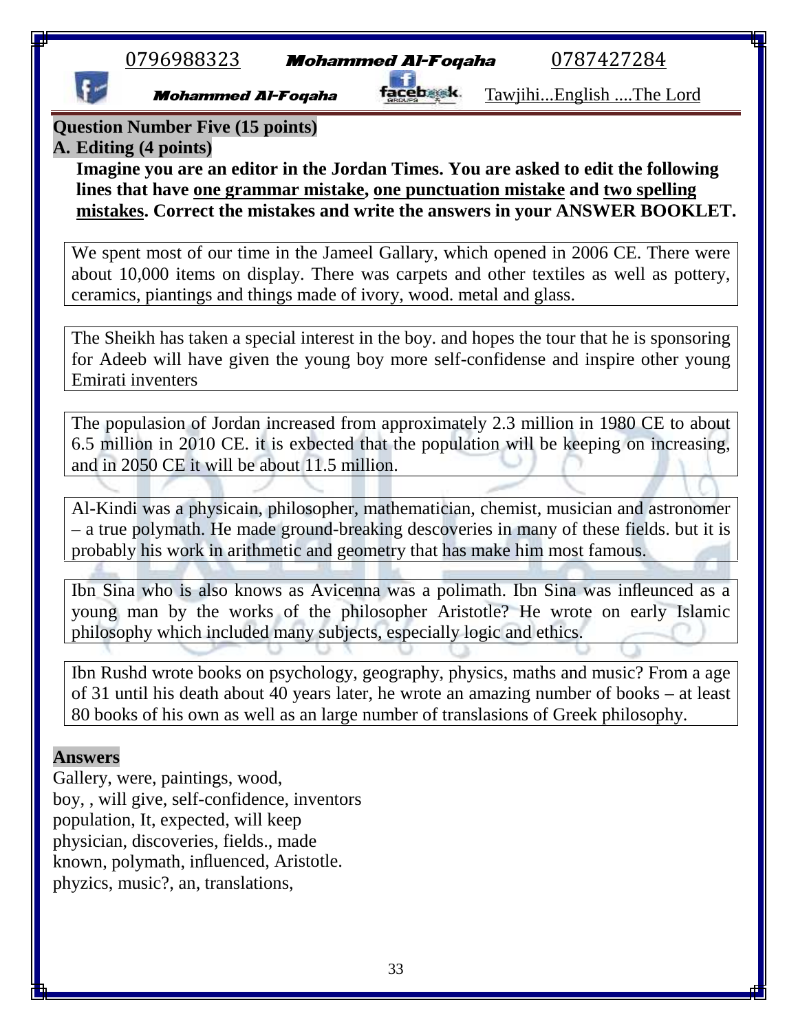## Question Number Five (15 points)

### A. Editing (4 points)

**Imagine you are an editor in the Jordan Times. You are asked to edit the following lines that have one grammar mistake, one punctuation mistake and two spelling mistakes. Correct the mistakes and write the answers in your ANSWER BOOKLET.**

We spent most of our time in the Jameel Gallary, which opened in 2006 CE. There were about 10,000 items on display. There was carpets and other textiles as well as pottery, ceramics, piantings and things made of ivory, wood. metal and glass.

The Sheikh has taken a special interest in the boy. and hopes the tour that he is sponsoring for Adeeb will have given the young boy more self-confidense and inspire other young Emirati inventers

The populasion of Jordan increased from approximately 2.3 million in 1980 CE to about 6.5 million in 2010 CE. it is exbected that the population will be keeping on increasing, and in 2050 CE it will be about 11.5 million.

Al-Kindi was a physicain, philosopher, mathematician, chemist, musician and astronomer – a true polymath. He made ground-breaking descoveries in many of these fields. but it is probably his work in arithmetic and geometry that has make him most famous.

Ibn Sina who is also knows as Avicenna was a polimath. Ibn Sina was infleunced as a young man by the works of the philosopher Aristotle? He wrote on early Islamic philosophy which included many subjects, especially logic and ethics.

Ibn Rushd wrote books on psychology, geography, physics, maths and music? From a age of 31 until his death about 40 years later, he wrote an amazing number of books – at least 80 books of his own as well as an large number of translasions of Greek philosophy.

**Answers**

Gallery, were, paintings, wood,
boy, , will give, self-confidence, inventors
population, It, expected, will keep
physician, discoveries, fields., made
known, polymath, influenced, Aristotle.
phyzics, music?, an, translations,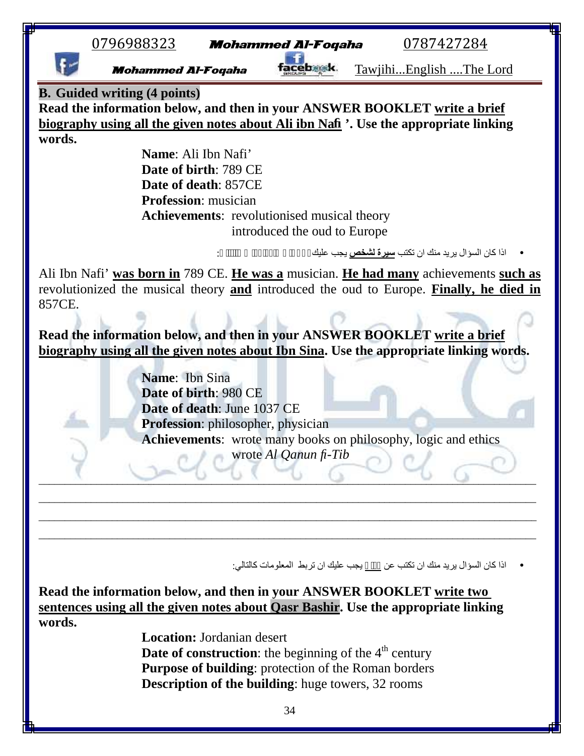## B. Guided writing (4 points)

**Read the information below, and then in your ANSWER BOOKLET <u>write a brief biography using all the given notes about Ali ibn Nafi</u>'. Use the appropriate linking words.**

**Name**: Ali Ibn Nafi'
**Date of birth**: 789 CE
**Date of death**: 857CE
**Profession**: musician
**Achievements**: revolutionised musical theory
introduced the oud to Europe

- اذا كان السؤال يريد منك ان تكتب **سيرة لشخص** يجب عليك:

Ali Ibn Nafi' **<u>was born in</u>** 789 CE. **<u>He was a</u>** musician. **<u>He had many</u>** achievements **<u>such as</u>** revolutionized the musical theory **<u>and</u>** introduced the oud to Europe. **<u>Finally, he died in</u>** 857CE.

**Read the information below, and then in your ANSWER BOOKLET <u>write a brief biography using all the given notes about Ibn Sina</u>. Use the appropriate linking words.**

**Name**: Ibn Sina
**Date of birth**: 980 CE
**Date of death**: June 1037 CE
**Profession**: philosopher, physician
**Achievements**: wrote many books on philosophy, logic and ethics
wrote *Al Qanun fi-Tib*

______________________________________________________________________________
______________________________________________________________________________
______________________________________________________________________________
______________________________________________________________________________

- اذا كان السؤال يريد منك ان تكتب عن يجب عليك ان تربط المعلومات كالتالي:

**Read the information below, and then in your ANSWER BOOKLET <u>write two sentences using all the given notes about Qasr Bashir</u>. Use the appropriate linking words.**

**Location:** Jordanian desert
**Date of construction**: the beginning of the 4th century
**Purpose of building**: protection of the Roman borders
**Description of the building**: huge towers, 32 rooms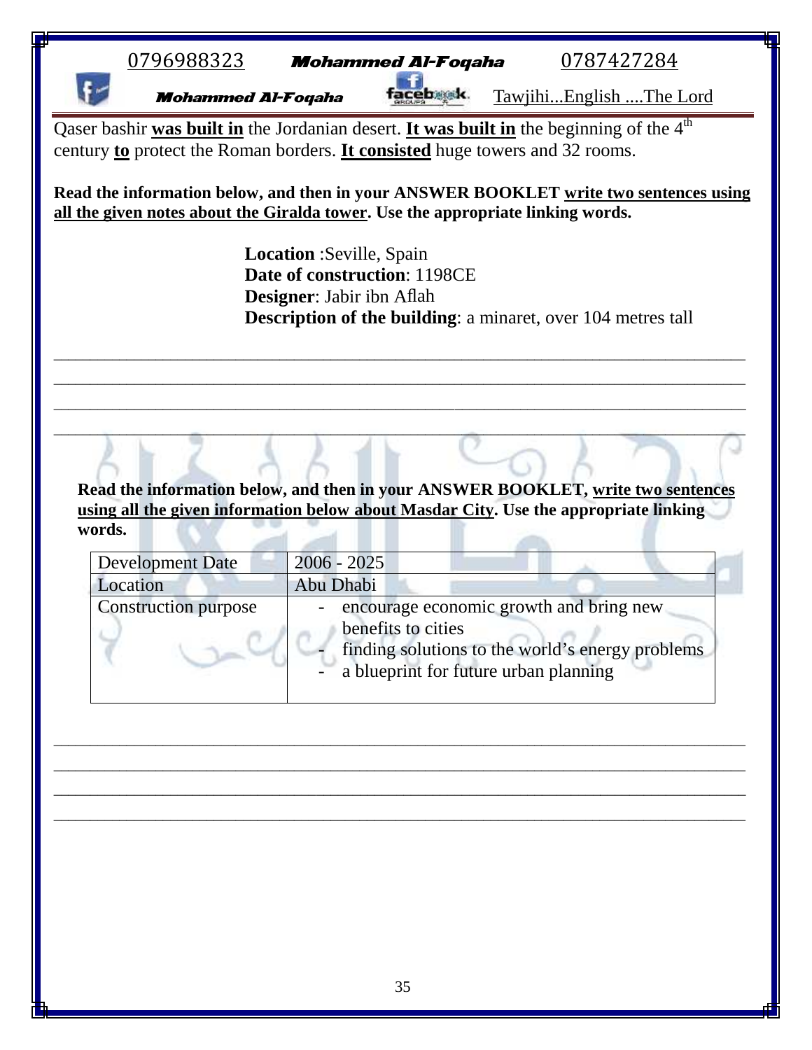Qaser bashir **was built in** the Jordanian desert. **It was built in** the beginning of the 4th century **to** protect the Roman borders. **It consisted** huge towers and 32 rooms.

**Read the information below, and then in your ANSWER BOOKLET write two sentences using all the given notes about the Giralda tower. Use the appropriate linking words.**

**Location** :Seville, Spain
**Date of construction**: 1198CE
**Designer**: Jabir ibn Aflah
**Description of the building**: a minaret, over 104 metres tall

________________________________________________________________________________
________________________________________________________________________________
________________________________________________________________________________
________________________________________________________________________________

**Read the information below, and then in your ANSWER BOOKLET, write two sentences using all the given information below about Masdar City. Use the appropriate linking words.**

| Development Date | 2006 - 2025 |
|---|---|
| Location | Abu Dhabi |
| Construction purpose | - encourage economic growth and bring new benefits to cities<br>- finding solutions to the world's energy problems<br>- a blueprint for future urban planning |

________________________________________________________________________________
________________________________________________________________________________
________________________________________________________________________________
________________________________________________________________________________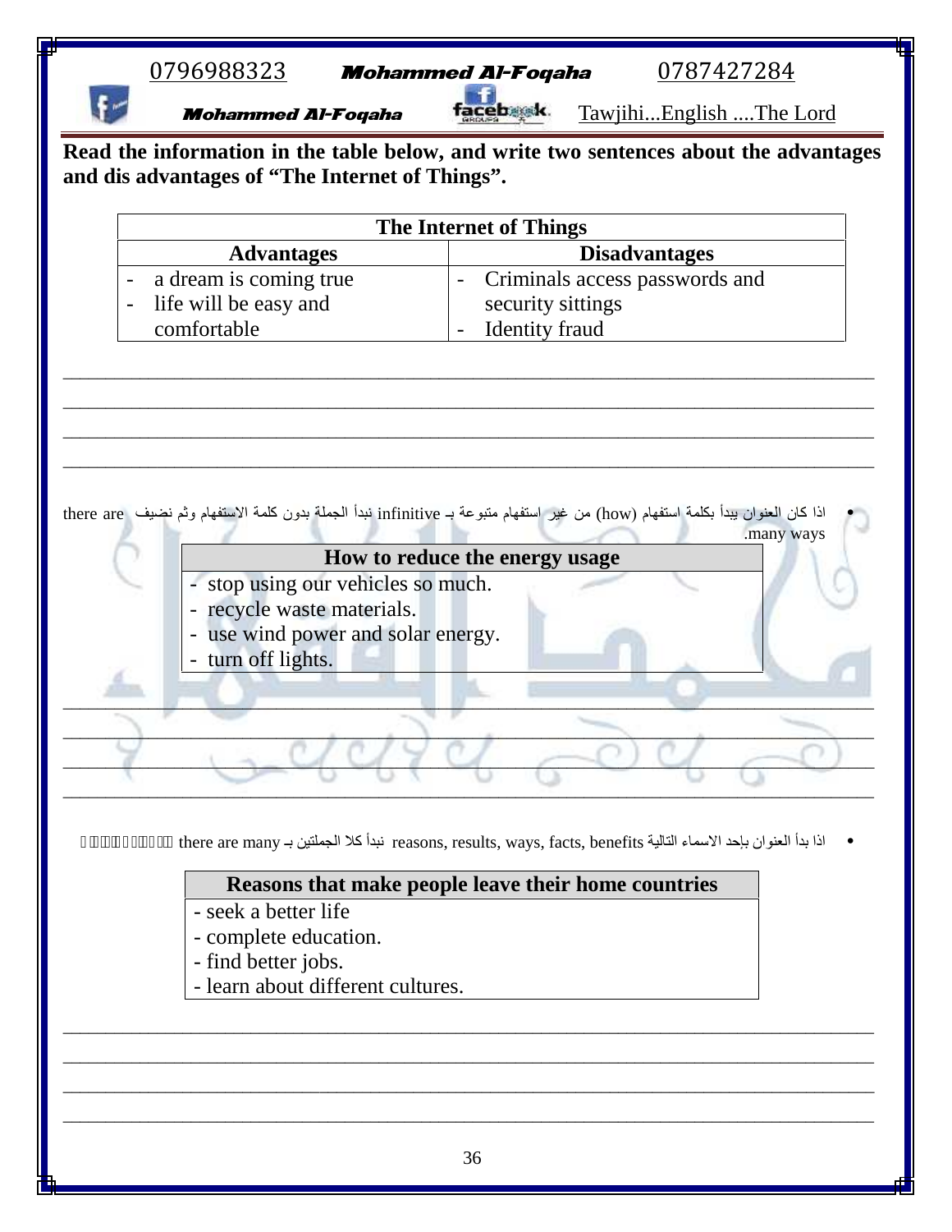**Read the information in the table below, and write two sentences about the advantages and dis advantages of “The Internet of Things”.**

| The Internet of Things | |
|---|---|
| **Advantages** | **Disadvantages** |
| - a dream is coming true<br>- life will be easy and comfortable | - Criminals access passwords and security sittings<br>- Identity fraud |

___________________________________________________________________________

___________________________________________________________________________

___________________________________________________________________________

___________________________________________________________________________

- اذا كان العنوان يبدأ بكلمة استفهام (how) من غير استفهام متبوعة بـ infinitive نبدأ الجملة بدون كلمة الاستفهام وثم نضيف there are many ways.

| How to reduce the energy usage |
|---|
| - stop using our vehicles so much.<br>- recycle waste materials.<br>- use wind power and solar energy.<br>- turn off lights. |

___________________________________________________________________________

___________________________________________________________________________

___________________________________________________________________________

___________________________________________________________________________

- اذا بدأ العنوان بإحد الاسماء التالية reasons, results, ways, facts, benefits نبدأ كلا الجملتين بـ there are many

| Reasons that make people leave their home countries |
|---|
| - seek a better life<br>- complete education.<br>- find better jobs.<br>- learn about different cultures. |

___________________________________________________________________________

___________________________________________________________________________

___________________________________________________________________________

___________________________________________________________________________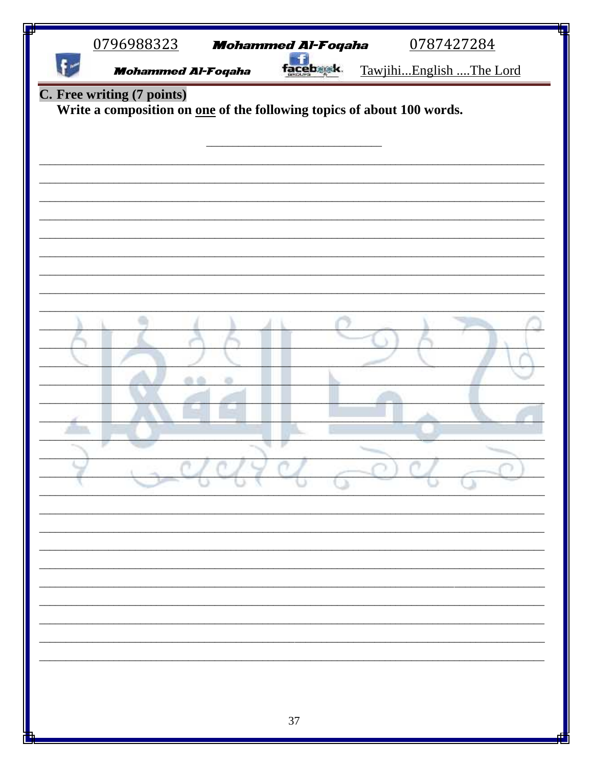**C. Free writing (7 points)**

**Write a composition on <u>one</u> of the following topics of about 100 words.**

_____________________________

_______________________________________________________________________________

_______________________________________________________________________________

_______________________________________________________________________________

_______________________________________________________________________________

_______________________________________________________________________________

_______________________________________________________________________________

_______________________________________________________________________________

_______________________________________________________________________________

_______________________________________________________________________________

_______________________________________________________________________________

_______________________________________________________________________________

_______________________________________________________________________________

_______________________________________________________________________________

_______________________________________________________________________________

_______________________________________________________________________________

_______________________________________________________________________________

_______________________________________________________________________________

_______________________________________________________________________________

_______________________________________________________________________________

_______________________________________________________________________________

_______________________________________________________________________________

_______________________________________________________________________________

_______________________________________________________________________________

_______________________________________________________________________________

_______________________________________________________________________________

_______________________________________________________________________________

_______________________________________________________________________________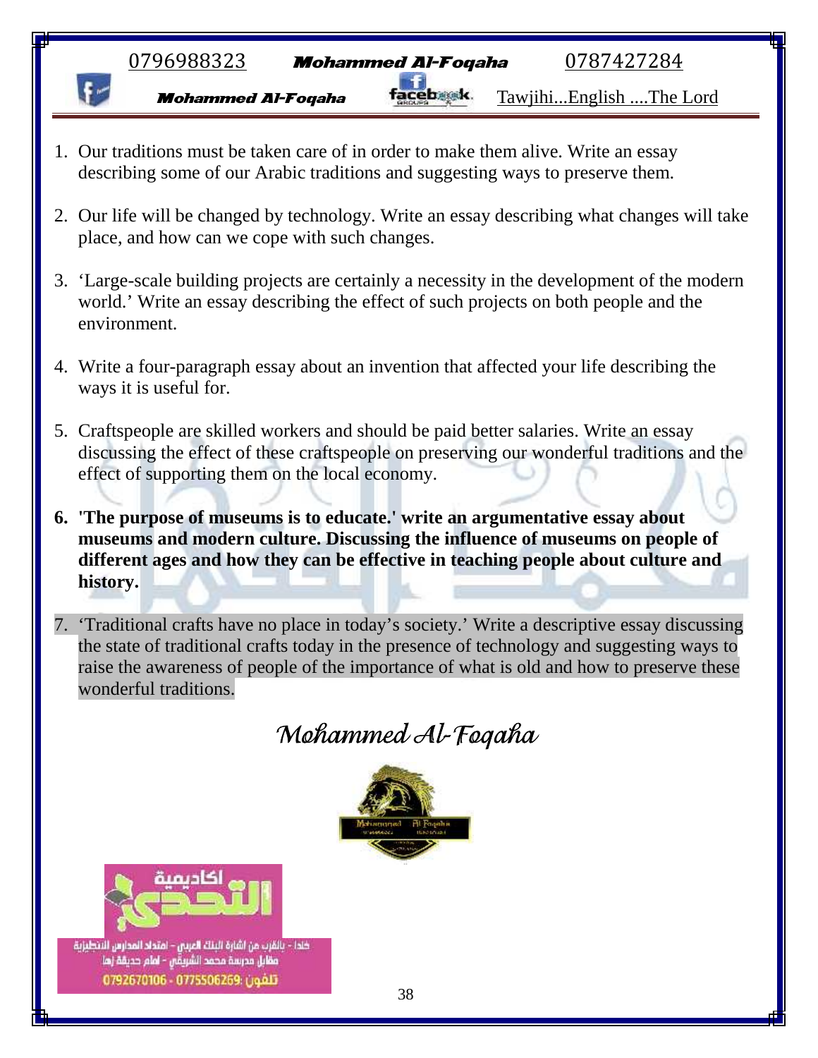1. Our traditions must be taken care of in order to make them alive. Write an essay describing some of our Arabic traditions and suggesting ways to preserve them.

2. Our life will be changed by technology. Write an essay describing what changes will take place, and how can we cope with such changes.

3. 'Large-scale building projects are certainly a necessity in the development of the modern world.' Write an essay describing the effect of such projects on both people and the environment.

4. Write a four-paragraph essay about an invention that affected your life describing the ways it is useful for.

5. Craftspeople are skilled workers and should be paid better salaries. Write an essay discussing the effect of these craftspeople on preserving our wonderful traditions and the effect of supporting them on the local economy.

6. **'The purpose of museums is to educate.' write an argumentative essay about museums and modern culture. Discussing the influence of museums on people of different ages and how they can be effective in teaching people about culture and history.**

7. 'Traditional crafts have no place in today's society.' Write a descriptive essay discussing the state of traditional crafts today in the presence of technology and suggesting ways to raise the awareness of people of the importance of what is old and how to preserve these wonderful traditions.

*Mohammed Al-Foqaha*

اكاديمية التحدي

خلدا - بالقرب من اشارة البنك العربي - امتداد المدارس الانجليزية
مقابل مدرسة محمد الشريقي - امام حديقة زها
تلفون: 0792670106 - 0775506269